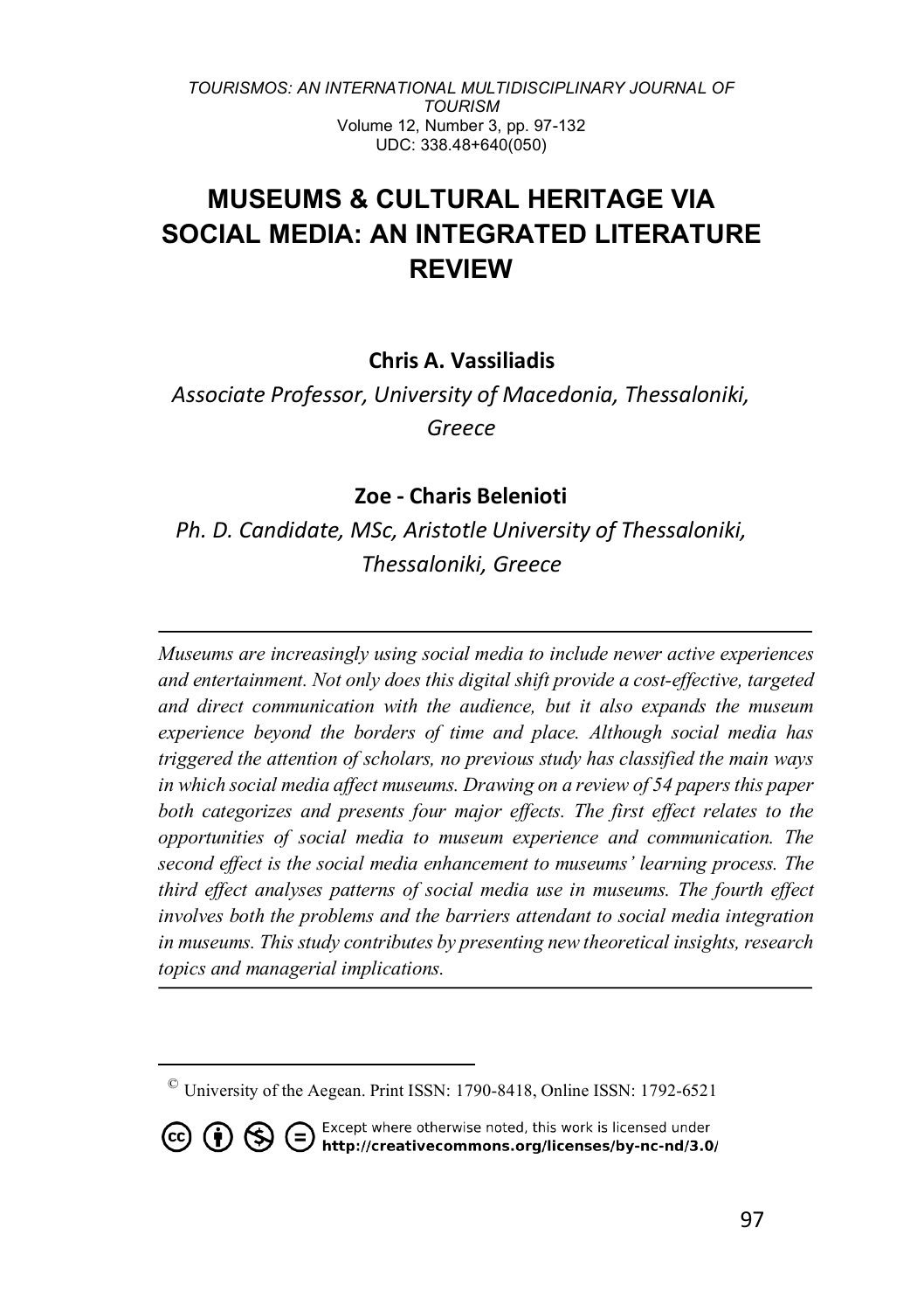TOURISMOS: AN INTERNATIONAL MULTIDISCIPLINARY JOURNAL OF TOURISM
Volume 12, Number 3, pp. 97-132
UDC: 338.48+640(050)

# MUSEUMS & CULTURAL HERITAGE VIA SOCIAL MEDIA: AN INTEGRATED LITERATURE REVIEW

**Chris A. Vassiliadis**

*Associate Professor, University of Macedonia, Thessaloniki, Greece*

**Zoe - Charis Belenioti**

*Ph. D. Candidate, MSc, Aristotle University of Thessaloniki, Thessaloniki, Greece*

---

*Museums are increasingly using social media to include newer active experiences and entertainment. Not only does this digital shift provide a cost-effective, targeted and direct communication with the audience, but it also expands the museum experience beyond the borders of time and place. Although social media has triggered the attention of scholars, no previous study has classified the main ways in which social media affect museums. Drawing on a review of 54 papers this paper both categorizes and presents four major effects. The first effect relates to the opportunities of social media to museum experience and communication. The second effect is the social media enhancement to museums' learning process. The third effect analyses patterns of social media use in museums. The fourth effect involves both the problems and the barriers attendant to social media integration in museums. This study contributes by presenting new theoretical insights, research topics and managerial implications.*

---

© University of the Aegean. Print ISSN: 1790-8418, Online ISSN: 1792-6521

Except where otherwise noted, this work is licensed under **http://creativecommons.org/licenses/by-nc-nd/3.0/**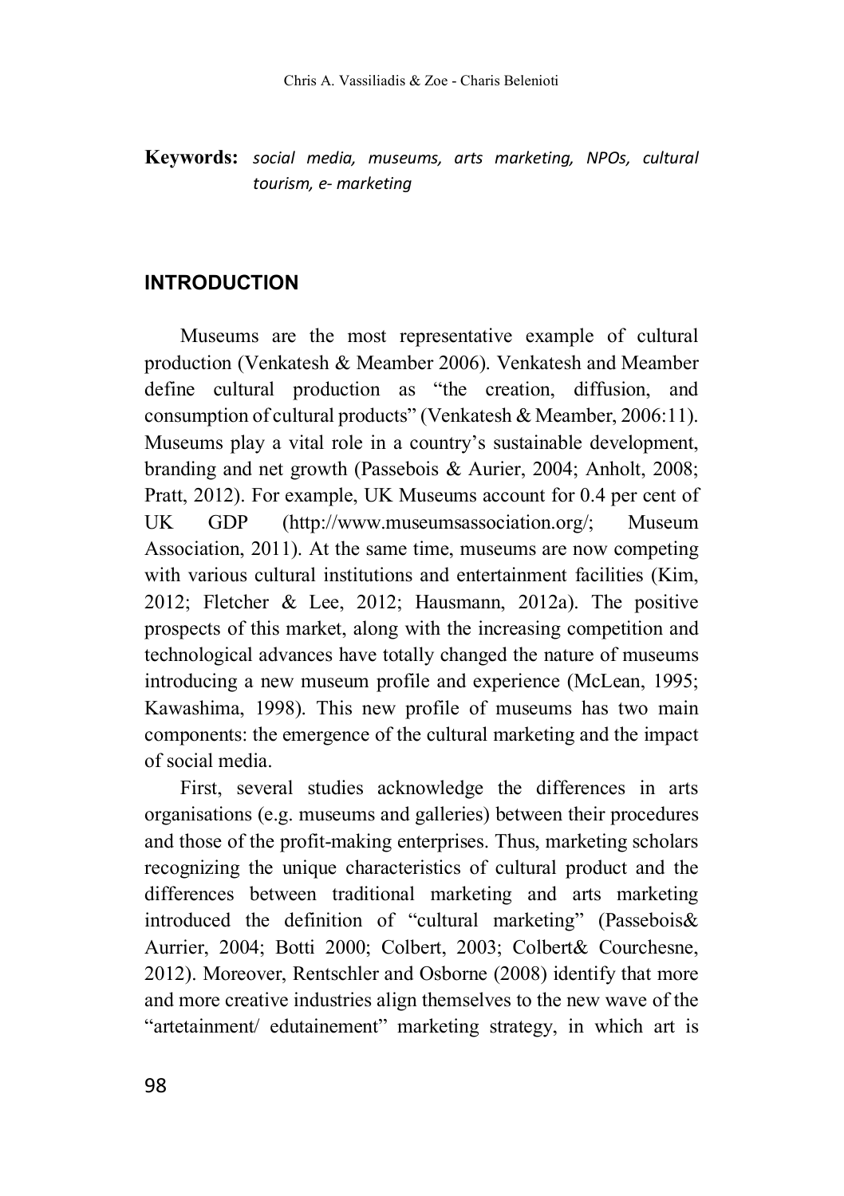**Keywords:** *social media, museums, arts marketing, NPOs, cultural tourism, e- marketing*

## INTRODUCTION

Museums are the most representative example of cultural production (Venkatesh & Meamber 2006). Venkatesh and Meamber define cultural production as "the creation, diffusion, and consumption of cultural products" (Venkatesh & Meamber, 2006:11). Museums play a vital role in a country's sustainable development, branding and net growth (Passebois & Aurier, 2004; Anholt, 2008; Pratt, 2012). For example, UK Museums account for 0.4 per cent of UK GDP (http://www.museumsassociation.org/; Museum Association, 2011). At the same time, museums are now competing with various cultural institutions and entertainment facilities (Kim, 2012; Fletcher & Lee, 2012; Hausmann, 2012a). The positive prospects of this market, along with the increasing competition and technological advances have totally changed the nature of museums introducing a new museum profile and experience (McLean, 1995; Kawashima, 1998). This new profile of museums has two main components: the emergence of the cultural marketing and the impact of social media.

First, several studies acknowledge the differences in arts organisations (e.g. museums and galleries) between their procedures and those of the profit-making enterprises. Thus, marketing scholars recognizing the unique characteristics of cultural product and the differences between traditional marketing and arts marketing introduced the definition of "cultural marketing" (Passebois& Aurrier, 2004; Botti 2000; Colbert, 2003; Colbert& Courchesne, 2012). Moreover, Rentschler and Osborne (2008) identify that more and more creative industries align themselves to the new wave of the "artetainment/ edutainement" marketing strategy, in which art is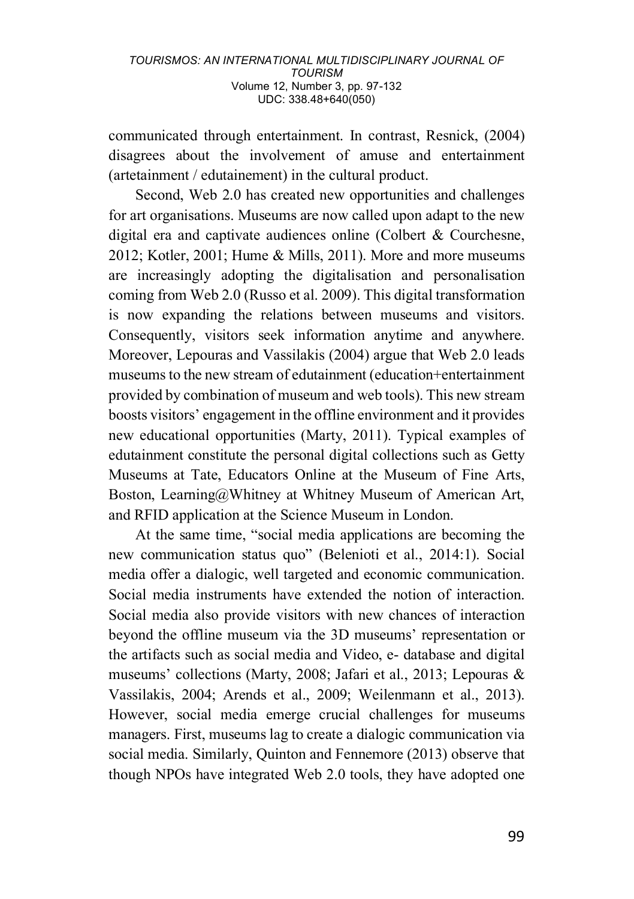communicated through entertainment. In contrast, Resnick, (2004) disagrees about the involvement of amuse and entertainment (artetainment / edutainement) in the cultural product.

Second, Web 2.0 has created new opportunities and challenges for art organisations. Museums are now called upon adapt to the new digital era and captivate audiences online (Colbert & Courchesne, 2012; Kotler, 2001; Hume & Mills, 2011). More and more museums are increasingly adopting the digitalisation and personalisation coming from Web 2.0 (Russo et al. 2009). This digital transformation is now expanding the relations between museums and visitors. Consequently, visitors seek information anytime and anywhere. Moreover, Lepouras and Vassilakis (2004) argue that Web 2.0 leads museums to the new stream of edutainment (education+entertainment provided by combination of museum and web tools). This new stream boosts visitors' engagement in the offline environment and it provides new educational opportunities (Marty, 2011). Typical examples of edutainment constitute the personal digital collections such as Getty Museums at Tate, Educators Online at the Museum of Fine Arts, Boston, Learning@Whitney at Whitney Museum of American Art, and RFID application at the Science Museum in London.

At the same time, "social media applications are becoming the new communication status quo" (Belenioti et al., 2014:1). Social media offer a dialogic, well targeted and economic communication. Social media instruments have extended the notion of interaction. Social media also provide visitors with new chances of interaction beyond the offline museum via the 3D museums' representation or the artifacts such as social media and Video, e- database and digital museums' collections (Marty, 2008; Jafari et al., 2013; Lepouras & Vassilakis, 2004; Arends et al., 2009; Weilenmann et al., 2013). However, social media emerge crucial challenges for museums managers. First, museums lag to create a dialogic communication via social media. Similarly, Quinton and Fennemore (2013) observe that though NPOs have integrated Web 2.0 tools, they have adopted one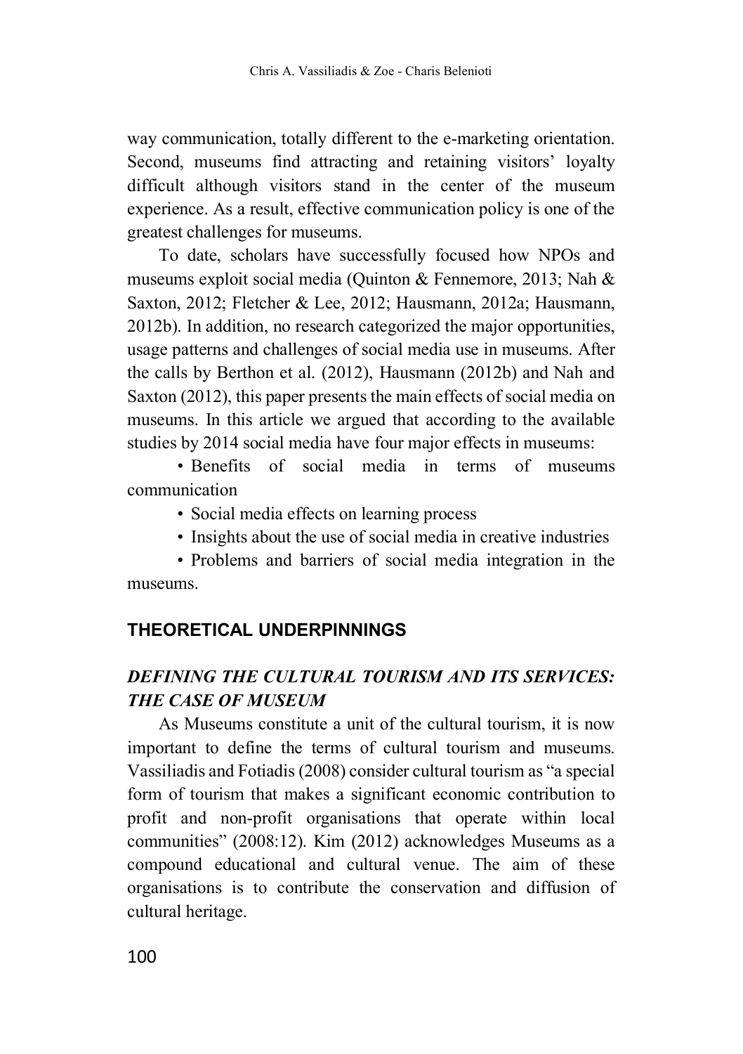way communication, totally different to the e-marketing orientation. Second, museums find attracting and retaining visitors' loyalty difficult although visitors stand in the center of the museum experience. As a result, effective communication policy is one of the greatest challenges for museums.

To date, scholars have successfully focused how NPOs and museums exploit social media (Quinton & Fennemore, 2013; Nah & Saxton, 2012; Fletcher & Lee, 2012; Hausmann, 2012a; Hausmann, 2012b). In addition, no research categorized the major opportunities, usage patterns and challenges of social media use in museums. After the calls by Berthon et al. (2012), Hausmann (2012b) and Nah and Saxton (2012), this paper presents the main effects of social media on museums. In this article we argued that according to the available studies by 2014 social media have four major effects in museums:

- Benefits of social media in terms of museums communication
- Social media effects on learning process
- Insights about the use of social media in creative industries
- Problems and barriers of social media integration in the museums.

## THEORETICAL UNDERPINNINGS

### *DEFINING THE CULTURAL TOURISM AND ITS SERVICES: THE CASE OF MUSEUM*

As Museums constitute a unit of the cultural tourism, it is now important to define the terms of cultural tourism and museums. Vassiliadis and Fotiadis (2008) consider cultural tourism as "a special form of tourism that makes a significant economic contribution to profit and non-profit organisations that operate within local communities" (2008:12). Kim (2012) acknowledges Museums as a compound educational and cultural venue. The aim of these organisations is to contribute the conservation and diffusion of cultural heritage.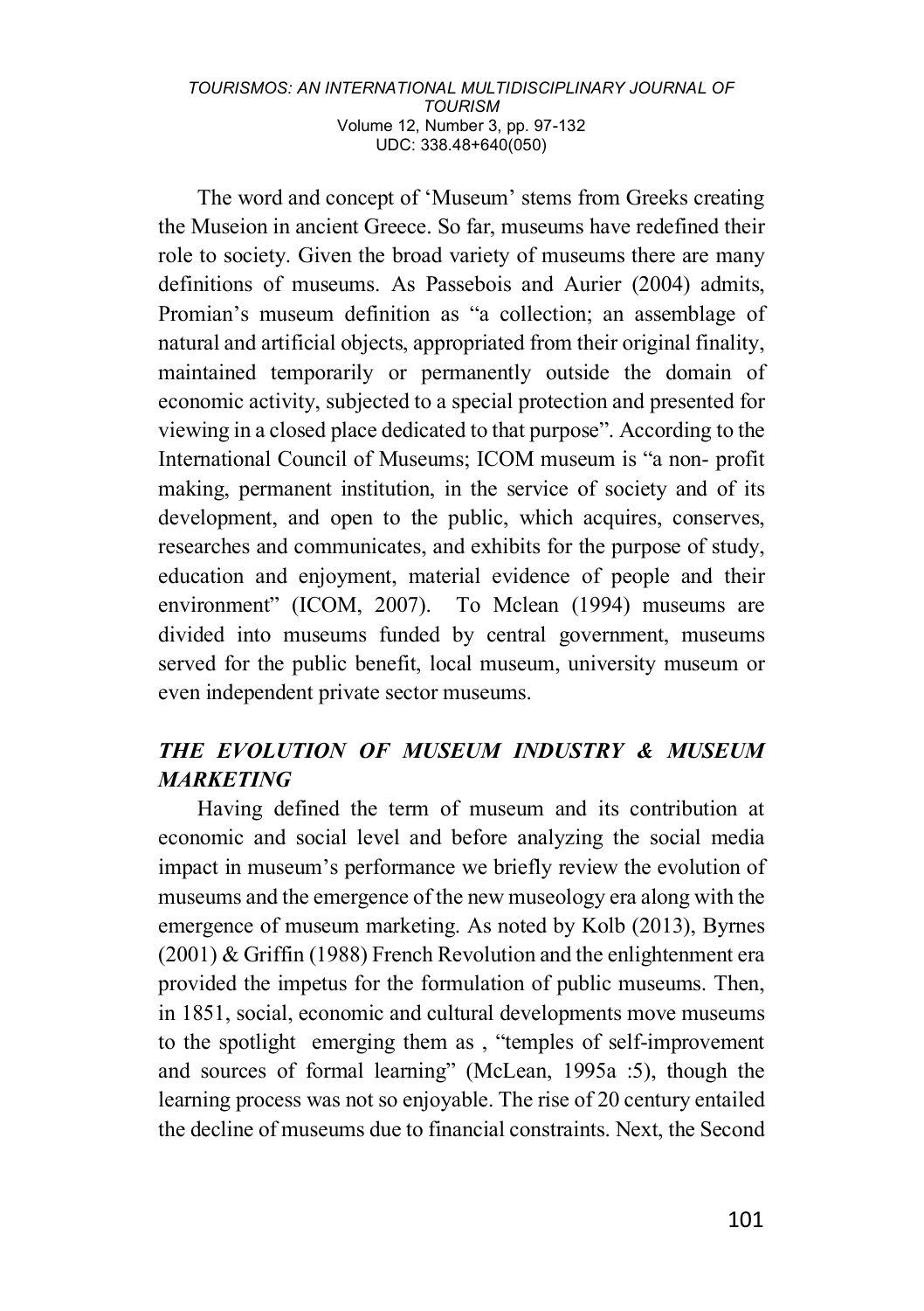The word and concept of 'Museum' stems from Greeks creating the Museion in ancient Greece. So far, museums have redefined their role to society. Given the broad variety of museums there are many definitions of museums. As Passebois and Aurier (2004) admits, Promian's museum definition as "a collection; an assemblage of natural and artificial objects, appropriated from their original finality, maintained temporarily or permanently outside the domain of economic activity, subjected to a special protection and presented for viewing in a closed place dedicated to that purpose". According to the International Council of Museums; ICOM museum is "a non- profit making, permanent institution, in the service of society and of its development, and open to the public, which acquires, conserves, researches and communicates, and exhibits for the purpose of study, education and enjoyment, material evidence of people and their environment" (ICOM, 2007). To Mclean (1994) museums are divided into museums funded by central government, museums served for the public benefit, local museum, university museum or even independent private sector museums.

## *THE EVOLUTION OF MUSEUM INDUSTRY & MUSEUM MARKETING*

Having defined the term of museum and its contribution at economic and social level and before analyzing the social media impact in museum's performance we briefly review the evolution of museums and the emergence of the new museology era along with the emergence of museum marketing. As noted by Kolb (2013), Byrnes (2001) & Griffin (1988) French Revolution and the enlightenment era provided the impetus for the formulation of public museums. Then, in 1851, social, economic and cultural developments move museums to the spotlight emerging them as , "temples of self-improvement and sources of formal learning" (McLean, 1995a :5), though the learning process was not so enjoyable. The rise of 20 century entailed the decline of museums due to financial constraints. Next, the Second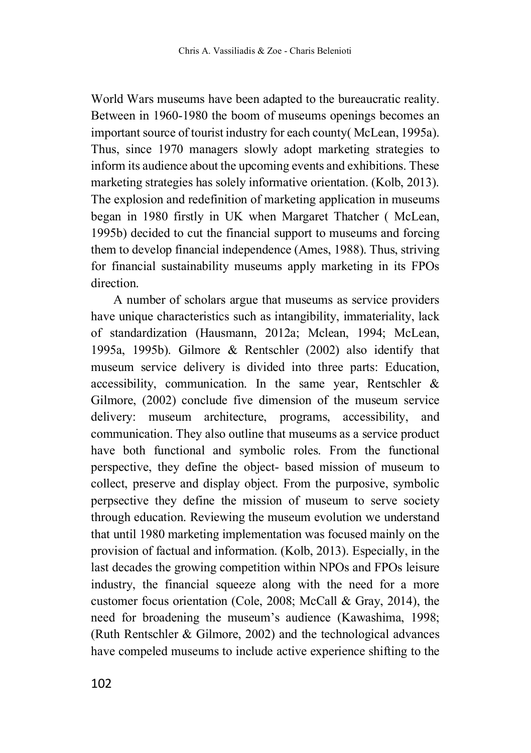World Wars museums have been adapted to the bureaucratic reality. Between in 1960-1980 the boom of museums openings becomes an important source of tourist industry for each county( McLean, 1995a). Thus, since 1970 managers slowly adopt marketing strategies to inform its audience about the upcoming events and exhibitions. These marketing strategies has solely informative orientation. (Kolb, 2013). The explosion and redefinition of marketing application in museums began in 1980 firstly in UK when Margaret Thatcher ( McLean, 1995b) decided to cut the financial support to museums and forcing them to develop financial independence (Ames, 1988). Thus, striving for financial sustainability museums apply marketing in its FPOs direction.

A number of scholars argue that museums as service providers have unique characteristics such as intangibility, immateriality, lack of standardization (Hausmann, 2012a; Mclean, 1994; McLean, 1995a, 1995b). Gilmore & Rentschler (2002) also identify that museum service delivery is divided into three parts: Education, accessibility, communication. In the same year, Rentschler & Gilmore, (2002) conclude five dimension of the museum service delivery: museum architecture, programs, accessibility, and communication. They also outline that museums as a service product have both functional and symbolic roles. From the functional perspective, they define the object- based mission of museum to collect, preserve and display object. From the purposive, symbolic perpsective they define the mission of museum to serve society through education. Reviewing the museum evolution we understand that until 1980 marketing implementation was focused mainly on the provision of factual and information. (Kolb, 2013). Especially, in the last decades the growing competition within NPOs and FPOs leisure industry, the financial squeeze along with the need for a more customer focus orientation (Cole, 2008; McCall & Gray, 2014), the need for broadening the museum's audience (Kawashima, 1998; (Ruth Rentschler & Gilmore, 2002) and the technological advances have compeled museums to include active experience shifting to the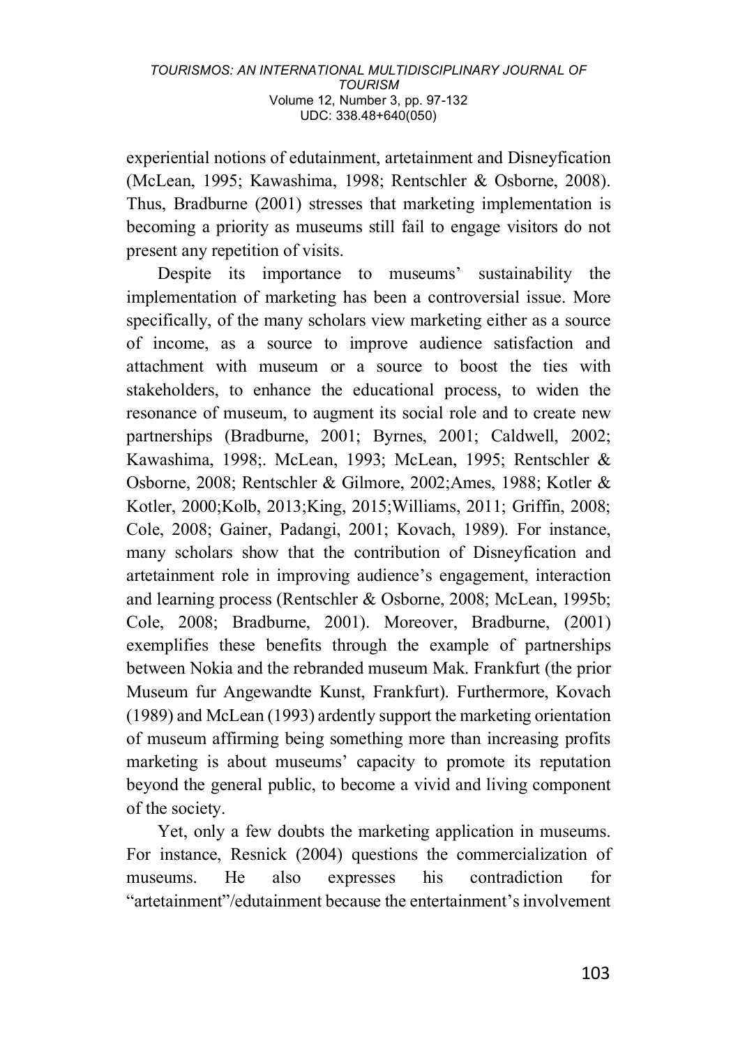experiential notions of edutainment, artetainment and Disneyfication (McLean, 1995; Kawashima, 1998; Rentschler & Osborne, 2008). Thus, Bradburne (2001) stresses that marketing implementation is becoming a priority as museums still fail to engage visitors do not present any repetition of visits.

Despite its importance to museums' sustainability the implementation of marketing has been a controversial issue. More specifically, of the many scholars view marketing either as a source of income, as a source to improve audience satisfaction and attachment with museum or a source to boost the ties with stakeholders, to enhance the educational process, to widen the resonance of museum, to augment its social role and to create new partnerships (Bradburne, 2001; Byrnes, 2001; Caldwell, 2002; Kawashima, 1998;. McLean, 1993; McLean, 1995; Rentschler & Osborne, 2008; Rentschler & Gilmore, 2002;Ames, 1988; Kotler & Kotler, 2000;Kolb, 2013;King, 2015;Williams, 2011; Griffin, 2008; Cole, 2008; Gainer, Padangi, 2001; Kovach, 1989). For instance, many scholars show that the contribution of Disneyfication and artetainment role in improving audience's engagement, interaction and learning process (Rentschler & Osborne, 2008; McLean, 1995b; Cole, 2008; Bradburne, 2001). Moreover, Bradburne, (2001) exemplifies these benefits through the example of partnerships between Nokia and the rebranded museum Mak. Frankfurt (the prior Museum fur Angewandte Kunst, Frankfurt). Furthermore, Kovach (1989) and McLean (1993) ardently support the marketing orientation of museum affirming being something more than increasing profits marketing is about museums' capacity to promote its reputation beyond the general public, to become a vivid and living component of the society.

Yet, only a few doubts the marketing application in museums. For instance, Resnick (2004) questions the commercialization of museums. He also expresses his contradiction for "artetainment"/edutainment because the entertainment's involvement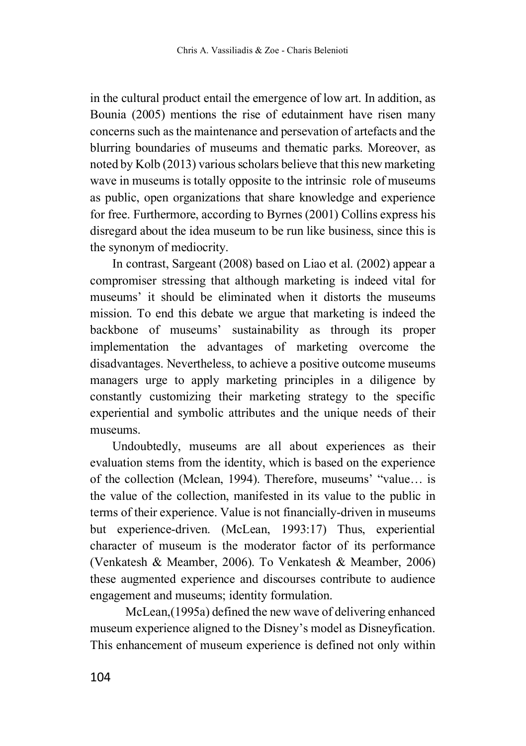in the cultural product entail the emergence of low art. In addition, as Bounia (2005) mentions the rise of edutainment have risen many concerns such as the maintenance and persevation of artefacts and the blurring boundaries of museums and thematic parks. Moreover, as noted by Kolb (2013) various scholars believe that this new marketing wave in museums is totally opposite to the intrinsic role of museums as public, open organizations that share knowledge and experience for free. Furthermore, according to Byrnes (2001) Collins express his disregard about the idea museum to be run like business, since this is the synonym of mediocrity.

In contrast, Sargeant (2008) based on Liao et al. (2002) appear a compromiser stressing that although marketing is indeed vital for museums' it should be eliminated when it distorts the museums mission. To end this debate we argue that marketing is indeed the backbone of museums' sustainability as through its proper implementation the advantages of marketing overcome the disadvantages. Nevertheless, to achieve a positive outcome museums managers urge to apply marketing principles in a diligence by constantly customizing their marketing strategy to the specific experiential and symbolic attributes and the unique needs of their museums.

Undoubtedly, museums are all about experiences as their evaluation stems from the identity, which is based on the experience of the collection (Mclean, 1994). Therefore, museums' "value… is the value of the collection, manifested in its value to the public in terms of their experience. Value is not financially-driven in museums but experience-driven. (McLean, 1993:17) Thus, experiential character of museum is the moderator factor of its performance (Venkatesh & Meamber, 2006). To Venkatesh & Meamber, 2006) these augmented experience and discourses contribute to audience engagement and museums; identity formulation.

McLean,(1995a) defined the new wave of delivering enhanced museum experience aligned to the Disney's model as Disneyfication. This enhancement of museum experience is defined not only within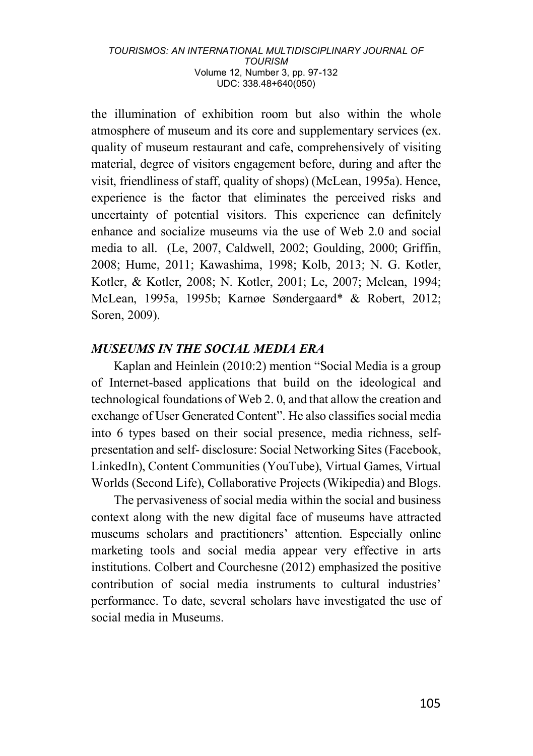the illumination of exhibition room but also within the whole atmosphere of museum and its core and supplementary services (ex. quality of museum restaurant and cafe, comprehensively of visiting material, degree of visitors engagement before, during and after the visit, friendliness of staff, quality of shops) (McLean, 1995a). Hence, experience is the factor that eliminates the perceived risks and uncertainty of potential visitors. This experience can definitely enhance and socialize museums via the use of Web 2.0 and social media to all. (Le, 2007, Caldwell, 2002; Goulding, 2000; Griffin, 2008; Hume, 2011; Kawashima, 1998; Kolb, 2013; N. G. Kotler, Kotler, & Kotler, 2008; N. Kotler, 2001; Le, 2007; Mclean, 1994; McLean, 1995a, 1995b; Karnøe Søndergaard* & Robert, 2012; Soren, 2009).

## *MUSEUMS IN THE SOCIAL MEDIA ERA*

Kaplan and Heinlein (2010:2) mention "Social Media is a group of Internet-based applications that build on the ideological and technological foundations of Web 2. 0, and that allow the creation and exchange of User Generated Content". He also classifies social media into 6 types based on their social presence, media richness, self-presentation and self- disclosure: Social Networking Sites (Facebook, LinkedIn), Content Communities (YouTube), Virtual Games, Virtual Worlds (Second Life), Collaborative Projects (Wikipedia) and Blogs.

The pervasiveness of social media within the social and business context along with the new digital face of museums have attracted museums scholars and practitioners' attention. Especially online marketing tools and social media appear very effective in arts institutions. Colbert and Courchesne (2012) emphasized the positive contribution of social media instruments to cultural industries' performance. To date, several scholars have investigated the use of social media in Museums.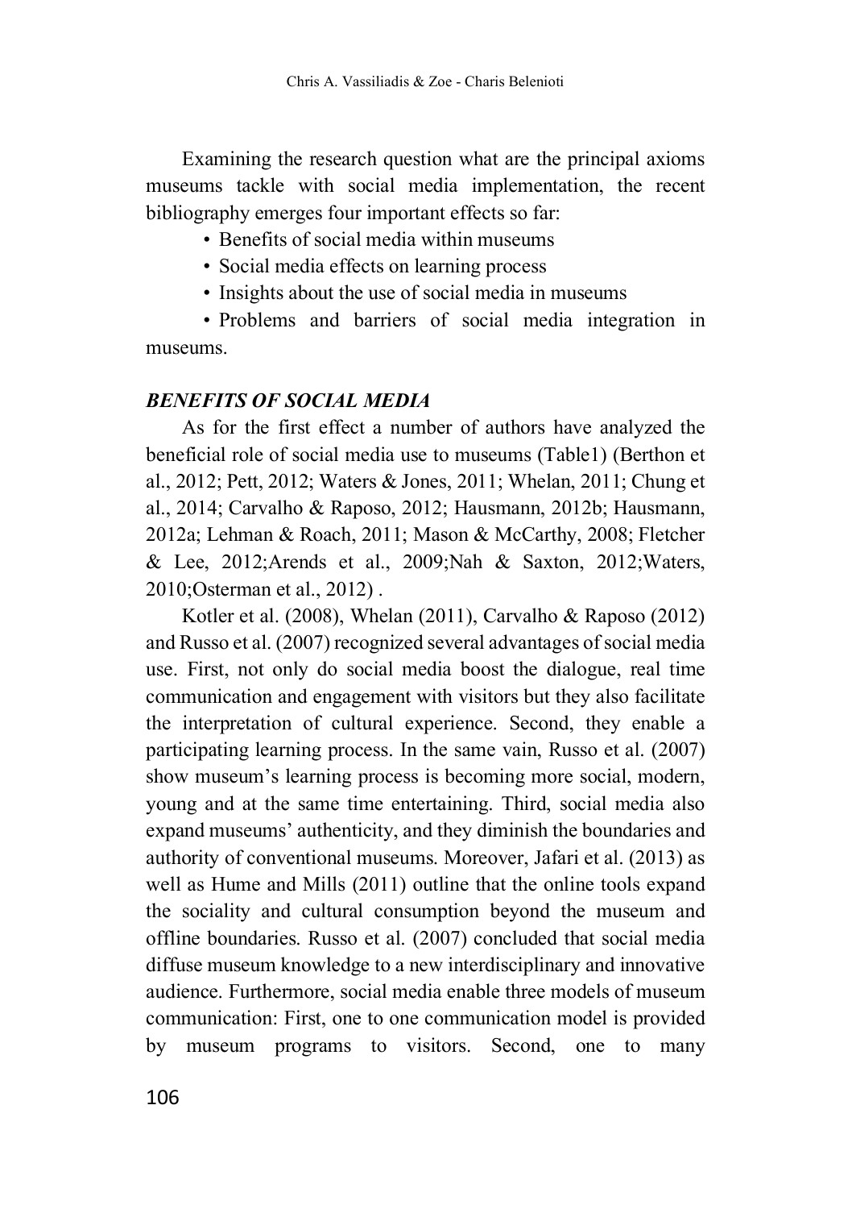Examining the research question what are the principal axioms museums tackle with social media implementation, the recent bibliography emerges four important effects so far:

- Benefits of social media within museums
- Social media effects on learning process
- Insights about the use of social media in museums
- Problems and barriers of social media integration in museums.

### *BENEFITS OF SOCIAL MEDIA*

As for the first effect a number of authors have analyzed the beneficial role of social media use to museums (Table1) (Berthon et al., 2012; Pett, 2012; Waters & Jones, 2011; Whelan, 2011; Chung et al., 2014; Carvalho & Raposo, 2012; Hausmann, 2012b; Hausmann, 2012a; Lehman & Roach, 2011; Mason & McCarthy, 2008; Fletcher & Lee, 2012;Arends et al., 2009;Nah & Saxton, 2012;Waters, 2010;Osterman et al., 2012) .

Kotler et al. (2008), Whelan (2011), Carvalho & Raposo (2012) and Russo et al. (2007) recognized several advantages of social media use. First, not only do social media boost the dialogue, real time communication and engagement with visitors but they also facilitate the interpretation of cultural experience. Second, they enable a participating learning process. In the same vain, Russo et al. (2007) show museum's learning process is becoming more social, modern, young and at the same time entertaining. Third, social media also expand museums' authenticity, and they diminish the boundaries and authority of conventional museums. Moreover, Jafari et al. (2013) as well as Hume and Mills (2011) outline that the online tools expand the sociality and cultural consumption beyond the museum and offline boundaries. Russo et al. (2007) concluded that social media diffuse museum knowledge to a new interdisciplinary and innovative audience. Furthermore, social media enable three models of museum communication: First, one to one communication model is provided by museum programs to visitors. Second, one to many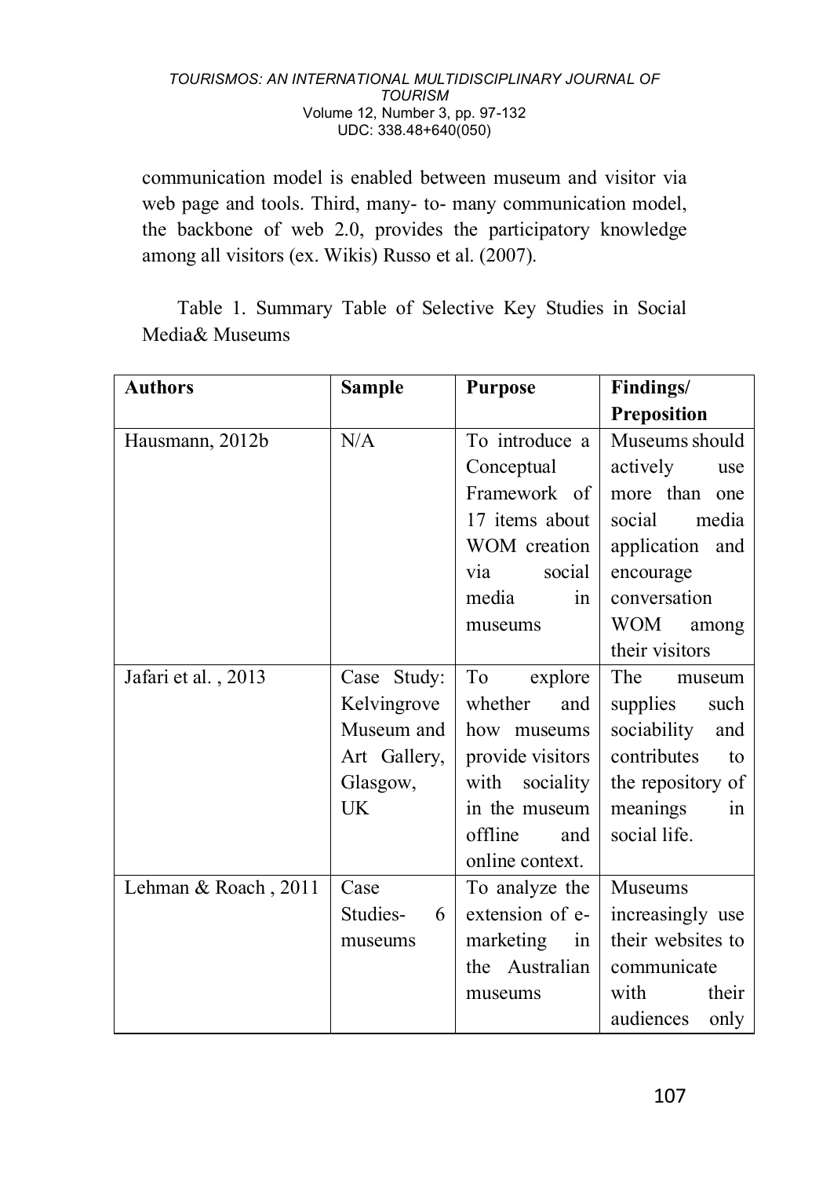communication model is enabled between museum and visitor via web page and tools. Third, many- to- many communication model, the backbone of web 2.0, provides the participatory knowledge among all visitors (ex. Wikis) Russo et al. (2007).

Table 1. Summary Table of Selective Key Studies in Social Media& Museums

| Authors | Sample | Purpose | Findings/ Preposition |
|---|---|---|---|
| Hausmann, 2012b | N/A | To introduce a Conceptual Framework of 17 items about WOM creation via social media in museums | Museums should actively use more than one social media application and encourage conversation WOM among their visitors |
| Jafari et al. , 2013 | Case Study: Kelvingrove Museum and Art Gallery, Glasgow, UK | To explore whether and how museums provide visitors with sociality in the museum offline and online context. | The museum supplies such sociability and contributes to the repository of meanings in social life. |
| Lehman & Roach , 2011 | Case Studies- 6 museums | To analyze the extension of e-marketing in the Australian museums | Museums increasingly use their websites to communicate with their audiences only |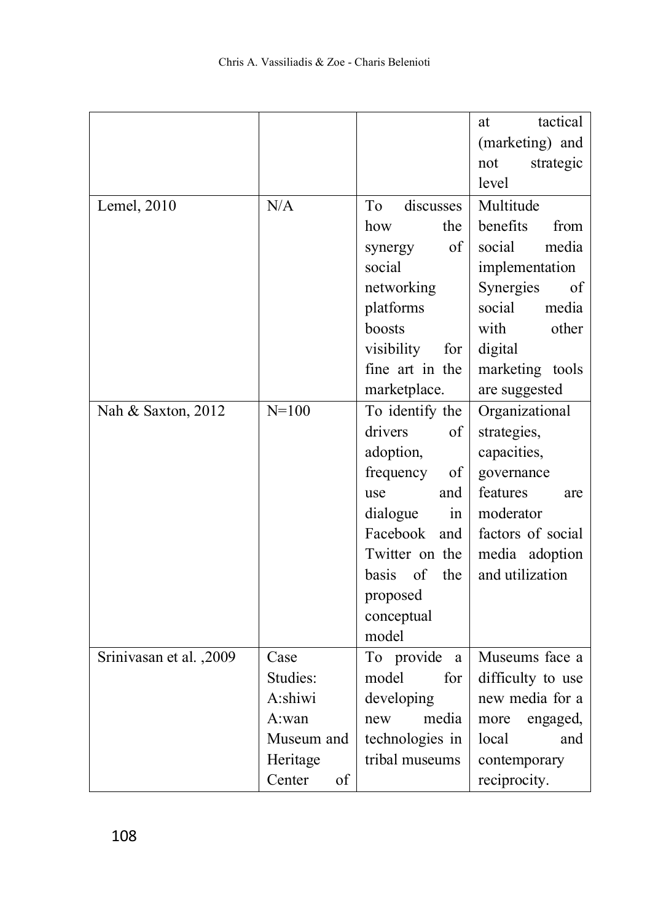| | | | |
|---|---|---|---|
| | | | at tactical (marketing) and not strategic level |
| Lemel, 2010 | N/A | To discusses how the synergy of social networking platforms boosts visibility for fine art in the marketplace. | Multitude benefits from social media implementation Synergies of social media with other digital marketing tools are suggested |
| Nah & Saxton, 2012 | N=100 | To identify the drivers of adoption, frequency of use and dialogue in Facebook and Twitter on the basis of the proposed conceptual model | Organizational strategies, capacities, governance features are moderator factors of social media adoption and utilization |
| Srinivasan et al. ,2009 | Case Studies: A:shiwi A:wan Museum and Heritage Center of | To provide a model for developing new media technologies in tribal museums | Museums face a difficulty to use new media for a more engaged, local and contemporary reciprocity. |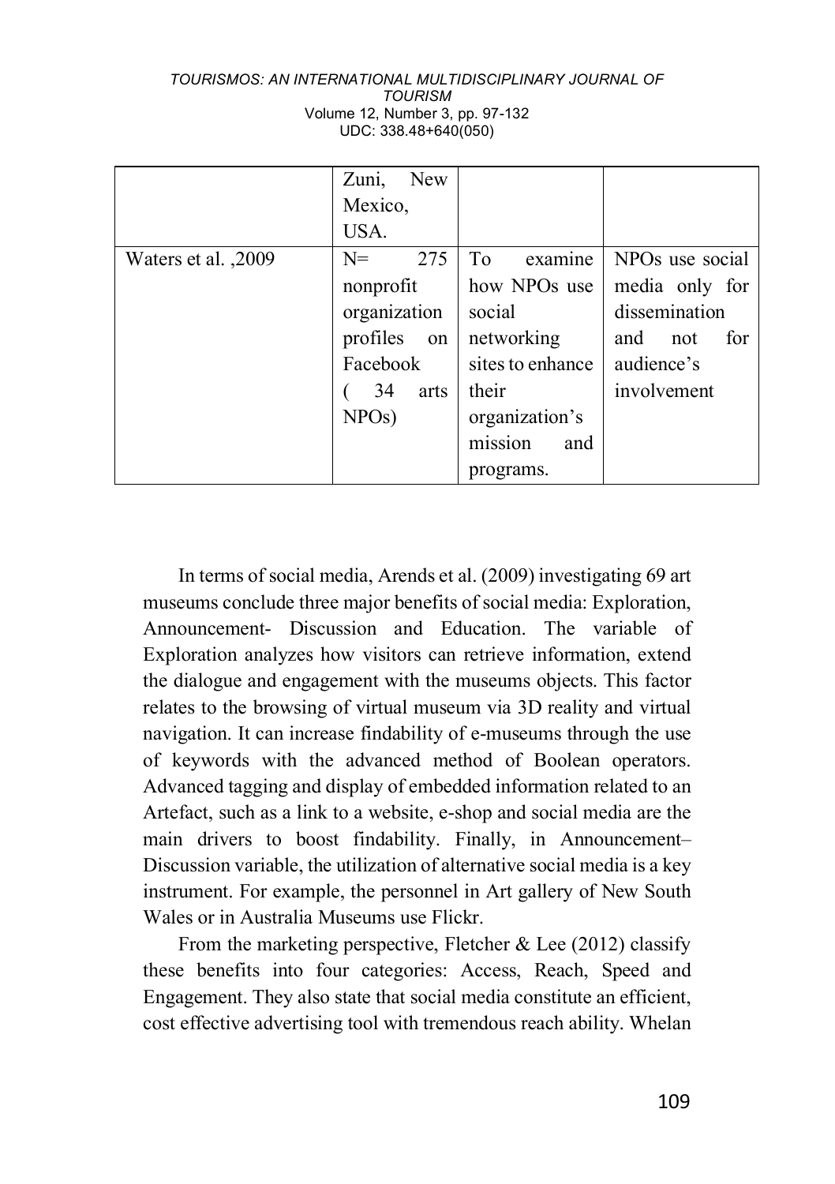|  | Zuni, New Mexico, USA. |  |  |
| --- | --- | --- | --- |
| Waters et al. ,2009 | N= 275 nonprofit organization profiles on Facebook ( 34 arts NPOs) | To examine how NPOs use social networking sites to enhance their organization's mission and programs. | NPOs use social media only for dissemination and not for audience's involvement |

In terms of social media, Arends et al. (2009) investigating 69 art museums conclude three major benefits of social media: Exploration, Announcement- Discussion and Education. The variable of Exploration analyzes how visitors can retrieve information, extend the dialogue and engagement with the museums objects. This factor relates to the browsing of virtual museum via 3D reality and virtual navigation. It can increase findability of e-museums through the use of keywords with the advanced method of Boolean operators. Advanced tagging and display of embedded information related to an Artefact, such as a link to a website, e-shop and social media are the main drivers to boost findability. Finally, in Announcement–Discussion variable, the utilization of alternative social media is a key instrument. For example, the personnel in Art gallery of New South Wales or in Australia Museums use Flickr.

From the marketing perspective, Fletcher & Lee (2012) classify these benefits into four categories: Access, Reach, Speed and Engagement. They also state that social media constitute an efficient, cost effective advertising tool with tremendous reach ability. Whelan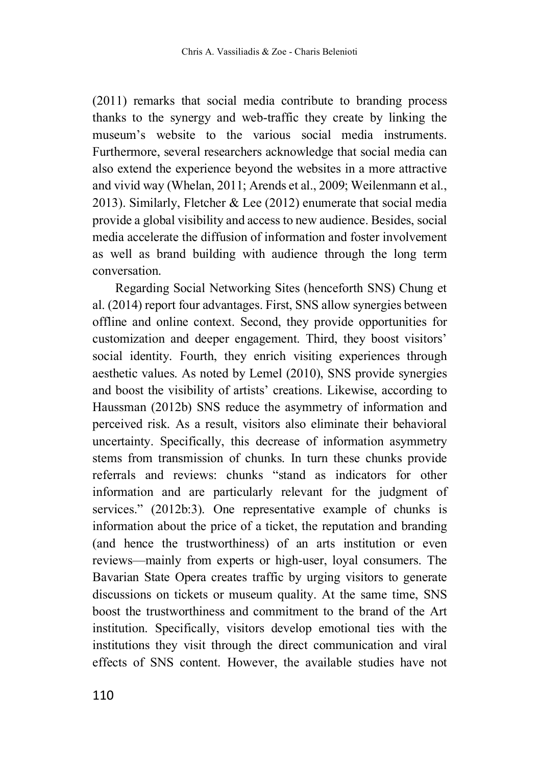(2011) remarks that social media contribute to branding process thanks to the synergy and web-traffic they create by linking the museum's website to the various social media instruments. Furthermore, several researchers acknowledge that social media can also extend the experience beyond the websites in a more attractive and vivid way (Whelan, 2011; Arends et al., 2009; Weilenmann et al., 2013). Similarly, Fletcher & Lee (2012) enumerate that social media provide a global visibility and access to new audience. Besides, social media accelerate the diffusion of information and foster involvement as well as brand building with audience through the long term conversation.

Regarding Social Networking Sites (henceforth SNS) Chung et al. (2014) report four advantages. First, SNS allow synergies between offline and online context. Second, they provide opportunities for customization and deeper engagement. Third, they boost visitors' social identity. Fourth, they enrich visiting experiences through aesthetic values. As noted by Lemel (2010), SNS provide synergies and boost the visibility of artists' creations. Likewise, according to Haussman (2012b) SNS reduce the asymmetry of information and perceived risk. As a result, visitors also eliminate their behavioral uncertainty. Specifically, this decrease of information asymmetry stems from transmission of chunks. In turn these chunks provide referrals and reviews: chunks "stand as indicators for other information and are particularly relevant for the judgment of services." (2012b:3). One representative example of chunks is information about the price of a ticket, the reputation and branding (and hence the trustworthiness) of an arts institution or even reviews—mainly from experts or high-user, loyal consumers. The Bavarian State Opera creates traffic by urging visitors to generate discussions on tickets or museum quality. At the same time, SNS boost the trustworthiness and commitment to the brand of the Art institution. Specifically, visitors develop emotional ties with the institutions they visit through the direct communication and viral effects of SNS content. However, the available studies have not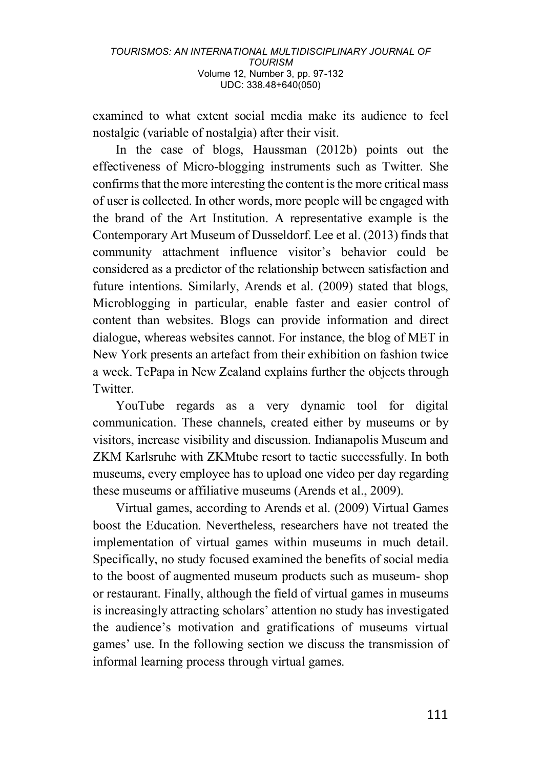examined to what extent social media make its audience to feel nostalgic (variable of nostalgia) after their visit.

In the case of blogs, Haussman (2012b) points out the effectiveness of Micro-blogging instruments such as Twitter. She confirms that the more interesting the content is the more critical mass of user is collected. In other words, more people will be engaged with the brand of the Art Institution. A representative example is the Contemporary Art Museum of Dusseldorf. Lee et al. (2013) finds that community attachment influence visitor's behavior could be considered as a predictor of the relationship between satisfaction and future intentions. Similarly, Arends et al. (2009) stated that blogs, Microblogging in particular, enable faster and easier control of content than websites. Blogs can provide information and direct dialogue, whereas websites cannot. For instance, the blog of MET in New York presents an artefact from their exhibition on fashion twice a week. TePapa in New Zealand explains further the objects through Twitter.

YouTube regards as a very dynamic tool for digital communication. These channels, created either by museums or by visitors, increase visibility and discussion. Indianapolis Museum and ZKM Karlsruhe with ZKMtube resort to tactic successfully. In both museums, every employee has to upload one video per day regarding these museums or affiliative museums (Arends et al., 2009).

Virtual games, according to Arends et al. (2009) Virtual Games boost the Education. Nevertheless, researchers have not treated the implementation of virtual games within museums in much detail. Specifically, no study focused examined the benefits of social media to the boost of augmented museum products such as museum- shop or restaurant. Finally, although the field of virtual games in museums is increasingly attracting scholars' attention no study has investigated the audience's motivation and gratifications of museums virtual games' use. In the following section we discuss the transmission of informal learning process through virtual games.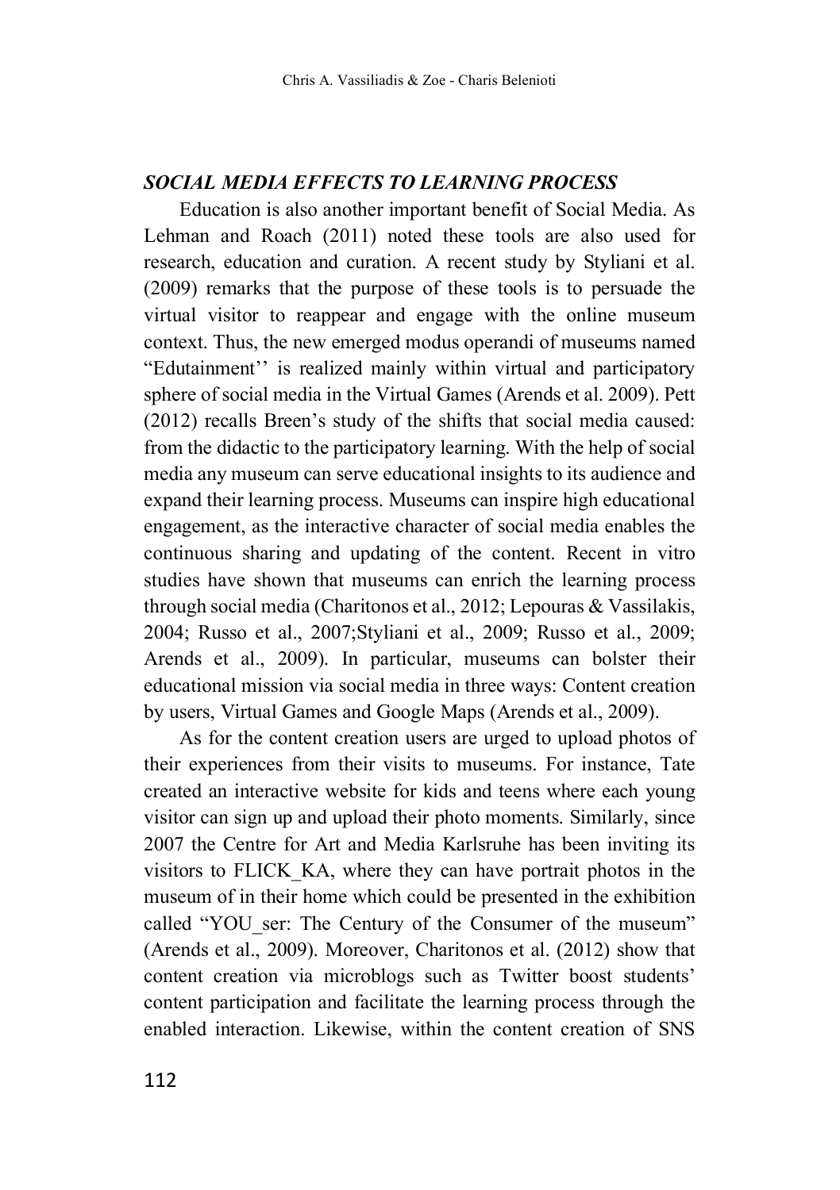### *SOCIAL MEDIA EFFECTS TO LEARNING PROCESS*

Education is also another important benefit of Social Media. As Lehman and Roach (2011) noted these tools are also used for research, education and curation. A recent study by Styliani et al. (2009) remarks that the purpose of these tools is to persuade the virtual visitor to reappear and engage with the online museum context. Thus, the new emerged modus operandi of museums named "Edutainment'' is realized mainly within virtual and participatory sphere of social media in the Virtual Games (Arends et al. 2009). Pett (2012) recalls Breen's study of the shifts that social media caused: from the didactic to the participatory learning. With the help of social media any museum can serve educational insights to its audience and expand their learning process. Museums can inspire high educational engagement, as the interactive character of social media enables the continuous sharing and updating of the content. Recent in vitro studies have shown that museums can enrich the learning process through social media (Charitonos et al., 2012; Lepouras & Vassilakis, 2004; Russo et al., 2007;Styliani et al., 2009; Russo et al., 2009; Arends et al., 2009). In particular, museums can bolster their educational mission via social media in three ways: Content creation by users, Virtual Games and Google Maps (Arends et al., 2009).

As for the content creation users are urged to upload photos of their experiences from their visits to museums. For instance, Tate created an interactive website for kids and teens where each young visitor can sign up and upload their photo moments. Similarly, since 2007 the Centre for Art and Media Karlsruhe has been inviting its visitors to FLICK_KA, where they can have portrait photos in the museum of in their home which could be presented in the exhibition called "YOU_ser: The Century of the Consumer of the museum" (Arends et al., 2009). Moreover, Charitonos et al. (2012) show that content creation via microblogs such as Twitter boost students' content participation and facilitate the learning process through the enabled interaction. Likewise, within the content creation of SNS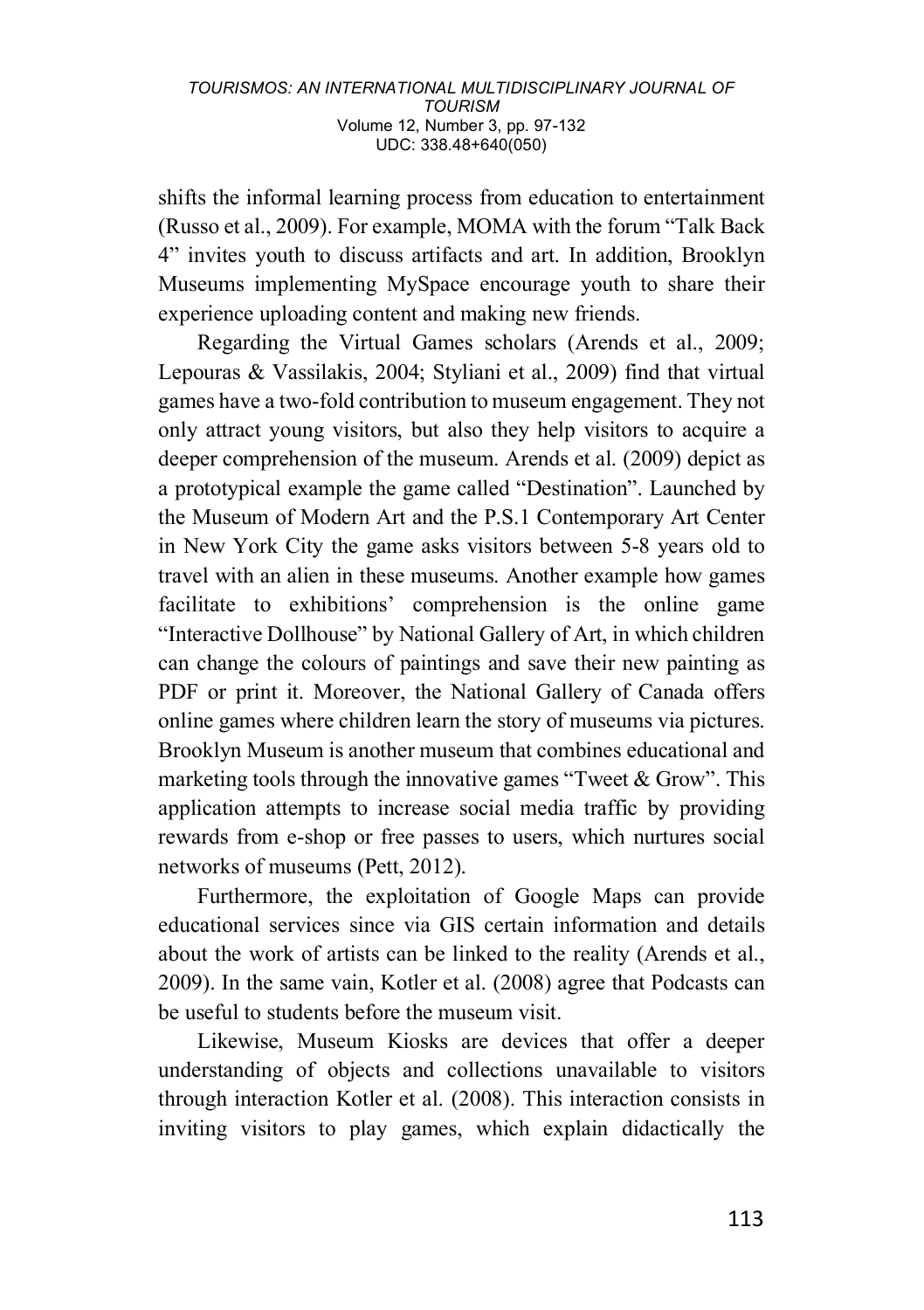shifts the informal learning process from education to entertainment (Russo et al., 2009). For example, MOMA with the forum "Talk Back 4" invites youth to discuss artifacts and art. In addition, Brooklyn Museums implementing MySpace encourage youth to share their experience uploading content and making new friends.

Regarding the Virtual Games scholars (Arends et al., 2009; Lepouras & Vassilakis, 2004; Styliani et al., 2009) find that virtual games have a two-fold contribution to museum engagement. They not only attract young visitors, but also they help visitors to acquire a deeper comprehension of the museum. Arends et al. (2009) depict as a prototypical example the game called "Destination". Launched by the Museum of Modern Art and the P.S.1 Contemporary Art Center in New York City the game asks visitors between 5-8 years old to travel with an alien in these museums. Another example how games facilitate to exhibitions' comprehension is the online game "Interactive Dollhouse" by National Gallery of Art, in which children can change the colours of paintings and save their new painting as PDF or print it. Moreover, the National Gallery of Canada offers online games where children learn the story of museums via pictures. Brooklyn Museum is another museum that combines educational and marketing tools through the innovative games "Tweet & Grow". This application attempts to increase social media traffic by providing rewards from e-shop or free passes to users, which nurtures social networks of museums (Pett, 2012).

Furthermore, the exploitation of Google Maps can provide educational services since via GIS certain information and details about the work of artists can be linked to the reality (Arends et al., 2009). In the same vain, Kotler et al. (2008) agree that Podcasts can be useful to students before the museum visit.

Likewise, Museum Kiosks are devices that offer a deeper understanding of objects and collections unavailable to visitors through interaction Kotler et al. (2008). This interaction consists in inviting visitors to play games, which explain didactically the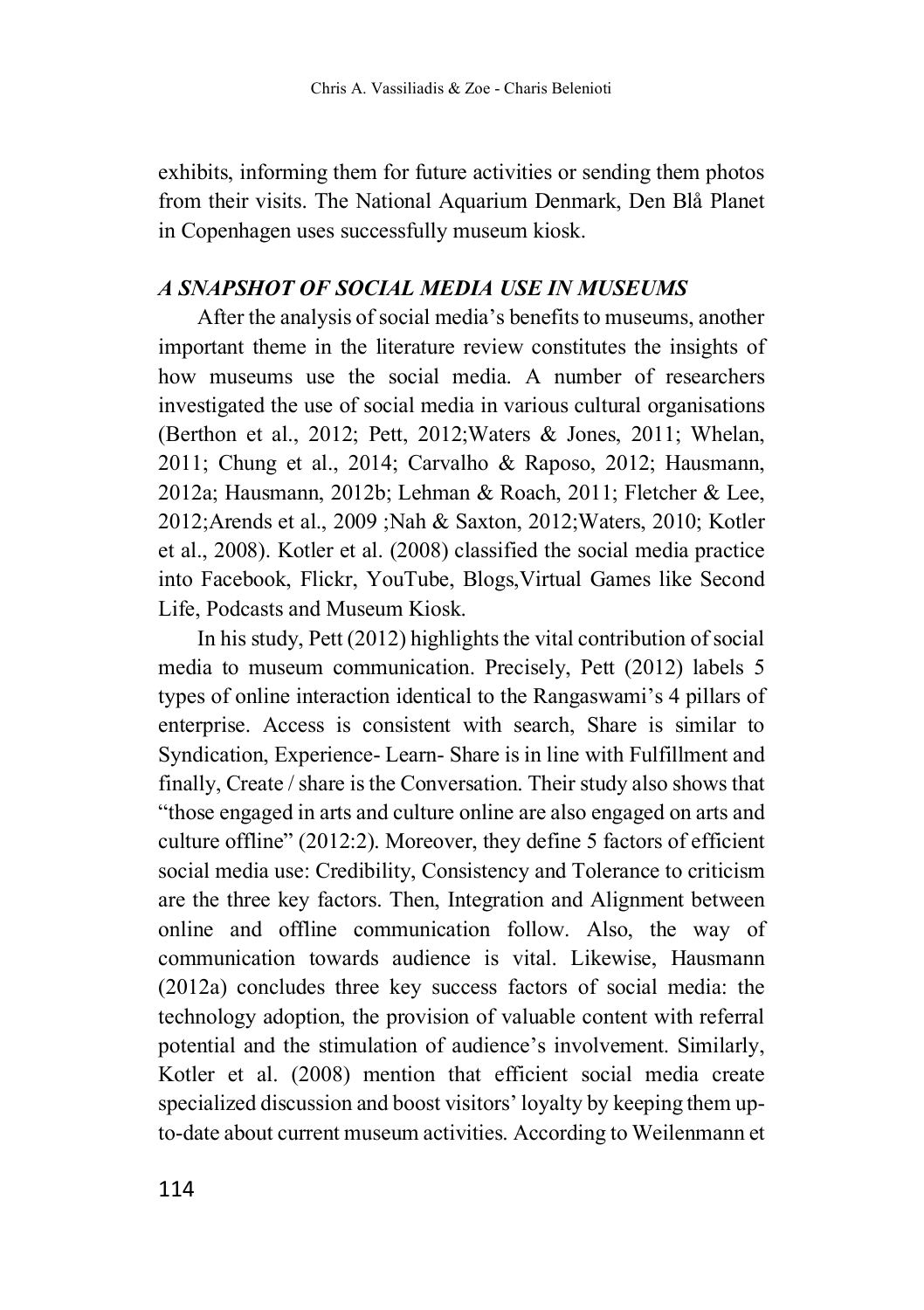exhibits, informing them for future activities or sending them photos from their visits. The National Aquarium Denmark, Den Blå Planet in Copenhagen uses successfully museum kiosk.

### *A SNAPSHOT OF SOCIAL MEDIA USE IN MUSEUMS*

After the analysis of social media's benefits to museums, another important theme in the literature review constitutes the insights of how museums use the social media. A number of researchers investigated the use of social media in various cultural organisations (Berthon et al., 2012; Pett, 2012;Waters & Jones, 2011; Whelan, 2011; Chung et al., 2014; Carvalho & Raposo, 2012; Hausmann, 2012a; Hausmann, 2012b; Lehman & Roach, 2011; Fletcher & Lee, 2012;Arends et al., 2009 ;Nah & Saxton, 2012;Waters, 2010; Kotler et al., 2008). Kotler et al. (2008) classified the social media practice into Facebook, Flickr, YouTube, Blogs,Virtual Games like Second Life, Podcasts and Museum Kiosk.

In his study, Pett (2012) highlights the vital contribution of social media to museum communication. Precisely, Pett (2012) labels 5 types of online interaction identical to the Rangaswami's 4 pillars of enterprise. Access is consistent with search, Share is similar to Syndication, Experience- Learn- Share is in line with Fulfillment and finally, Create / share is the Conversation. Their study also shows that "those engaged in arts and culture online are also engaged on arts and culture offline" (2012:2). Moreover, they define 5 factors of efficient social media use: Credibility, Consistency and Tolerance to criticism are the three key factors. Then, Integration and Alignment between online and offline communication follow. Also, the way of communication towards audience is vital. Likewise, Hausmann (2012a) concludes three key success factors of social media: the technology adoption, the provision of valuable content with referral potential and the stimulation of audience's involvement. Similarly, Kotler et al. (2008) mention that efficient social media create specialized discussion and boost visitors' loyalty by keeping them up-to-date about current museum activities. According to Weilenmann et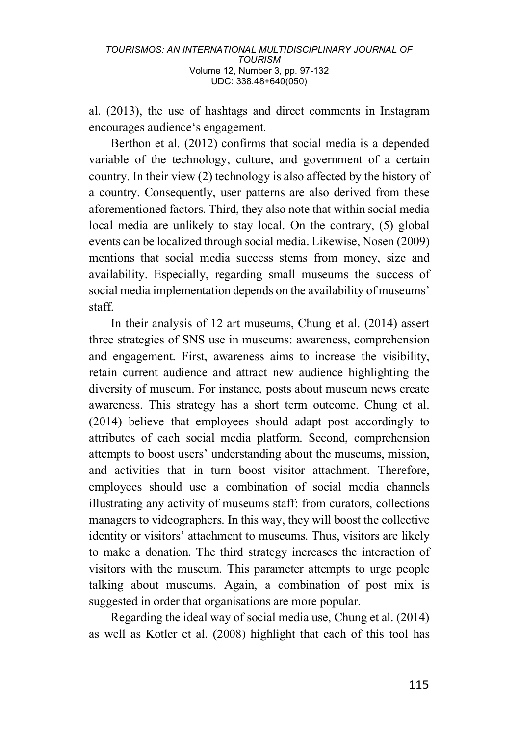al. (2013), the use of hashtags and direct comments in Instagram encourages audience‘s engagement.

Berthon et al. (2012) confirms that social media is a depended variable of the technology, culture, and government of a certain country. In their view (2) technology is also affected by the history of a country. Consequently, user patterns are also derived from these aforementioned factors. Third, they also note that within social media local media are unlikely to stay local. On the contrary, (5) global events can be localized through social media. Likewise, Nosen (2009) mentions that social media success stems from money, size and availability. Especially, regarding small museums the success of social media implementation depends on the availability of museums' staff.

In their analysis of 12 art museums, Chung et al. (2014) assert three strategies of SNS use in museums: awareness, comprehension and engagement. First, awareness aims to increase the visibility, retain current audience and attract new audience highlighting the diversity of museum. For instance, posts about museum news create awareness. This strategy has a short term outcome. Chung et al. (2014) believe that employees should adapt post accordingly to attributes of each social media platform. Second, comprehension attempts to boost users' understanding about the museums, mission, and activities that in turn boost visitor attachment. Therefore, employees should use a combination of social media channels illustrating any activity of museums staff: from curators, collections managers to videographers. In this way, they will boost the collective identity or visitors' attachment to museums. Thus, visitors are likely to make a donation. The third strategy increases the interaction of visitors with the museum. This parameter attempts to urge people talking about museums. Again, a combination of post mix is suggested in order that organisations are more popular.

Regarding the ideal way of social media use, Chung et al. (2014) as well as Kotler et al. (2008) highlight that each of this tool has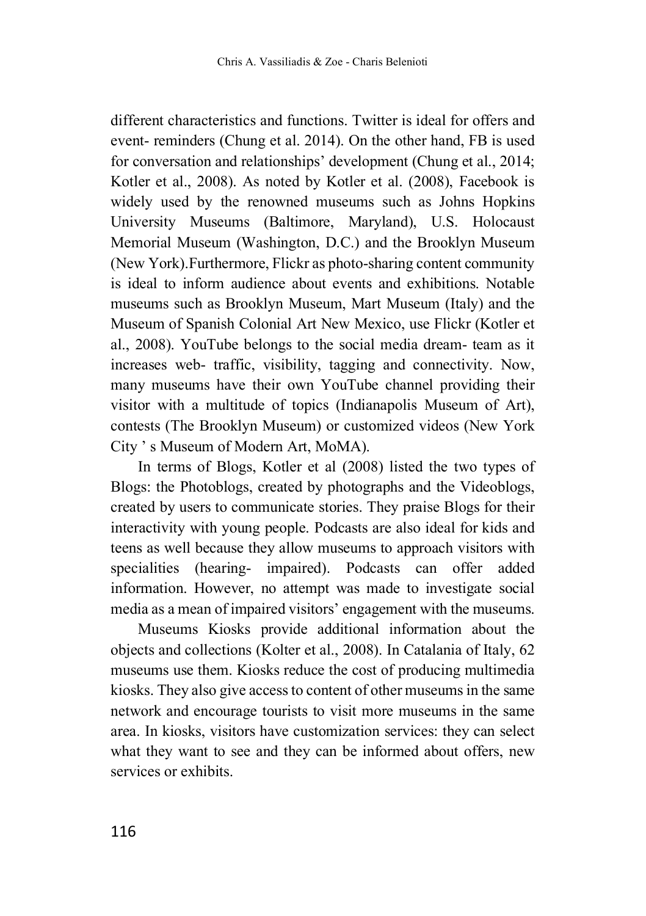different characteristics and functions. Twitter is ideal for offers and event- reminders (Chung et al. 2014). On the other hand, FB is used for conversation and relationships' development (Chung et al., 2014; Kotler et al., 2008). As noted by Kotler et al. (2008), Facebook is widely used by the renowned museums such as Johns Hopkins University Museums (Baltimore, Maryland), U.S. Holocaust Memorial Museum (Washington, D.C.) and the Brooklyn Museum (New York).Furthermore, Flickr as photo-sharing content community is ideal to inform audience about events and exhibitions. Notable museums such as Brooklyn Museum, Mart Museum (Italy) and the Museum of Spanish Colonial Art New Mexico, use Flickr (Kotler et al., 2008). YouTube belongs to the social media dream- team as it increases web- traffic, visibility, tagging and connectivity. Now, many museums have their own YouTube channel providing their visitor with a multitude of topics (Indianapolis Museum of Art), contests (The Brooklyn Museum) or customized videos (New York City ' s Museum of Modern Art, MoMA).

In terms of Blogs, Kotler et al (2008) listed the two types of Blogs: the Photoblogs, created by photographs and the Videoblogs, created by users to communicate stories. They praise Blogs for their interactivity with young people. Podcasts are also ideal for kids and teens as well because they allow museums to approach visitors with specialities (hearing- impaired). Podcasts can offer added information. However, no attempt was made to investigate social media as a mean of impaired visitors' engagement with the museums.

Museums Kiosks provide additional information about the objects and collections (Kolter et al., 2008). In Catalania of Italy, 62 museums use them. Kiosks reduce the cost of producing multimedia kiosks. They also give access to content of other museums in the same network and encourage tourists to visit more museums in the same area. In kiosks, visitors have customization services: they can select what they want to see and they can be informed about offers, new services or exhibits.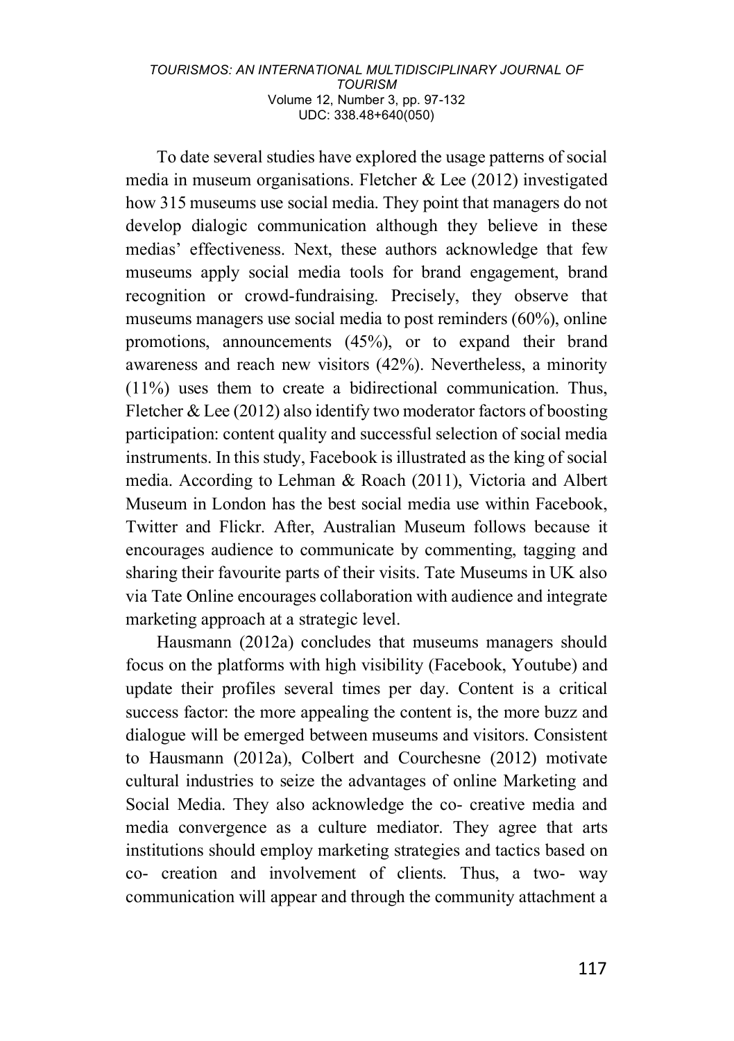To date several studies have explored the usage patterns of social media in museum organisations. Fletcher & Lee (2012) investigated how 315 museums use social media. They point that managers do not develop dialogic communication although they believe in these medias' effectiveness. Next, these authors acknowledge that few museums apply social media tools for brand engagement, brand recognition or crowd-fundraising. Precisely, they observe that museums managers use social media to post reminders (60%), online promotions, announcements (45%), or to expand their brand awareness and reach new visitors (42%). Nevertheless, a minority (11%) uses them to create a bidirectional communication. Thus, Fletcher & Lee (2012) also identify two moderator factors of boosting participation: content quality and successful selection of social media instruments. In this study, Facebook is illustrated as the king of social media. According to Lehman & Roach (2011), Victoria and Albert Museum in London has the best social media use within Facebook, Twitter and Flickr. After, Australian Museum follows because it encourages audience to communicate by commenting, tagging and sharing their favourite parts of their visits. Tate Museums in UK also via Tate Online encourages collaboration with audience and integrate marketing approach at a strategic level.

Hausmann (2012a) concludes that museums managers should focus on the platforms with high visibility (Facebook, Youtube) and update their profiles several times per day. Content is a critical success factor: the more appealing the content is, the more buzz and dialogue will be emerged between museums and visitors. Consistent to Hausmann (2012a), Colbert and Courchesne (2012) motivate cultural industries to seize the advantages of online Marketing and Social Media. They also acknowledge the co- creative media and media convergence as a culture mediator. They agree that arts institutions should employ marketing strategies and tactics based on co- creation and involvement of clients. Thus, a two- way communication will appear and through the community attachment a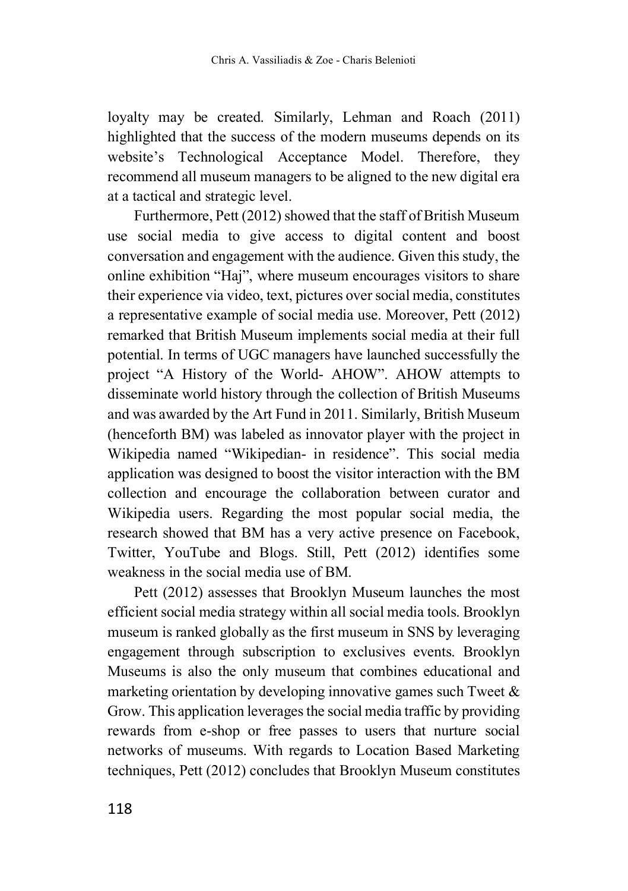loyalty may be created. Similarly, Lehman and Roach (2011) highlighted that the success of the modern museums depends on its website's Technological Acceptance Model. Therefore, they recommend all museum managers to be aligned to the new digital era at a tactical and strategic level.

Furthermore, Pett (2012) showed that the staff of British Museum use social media to give access to digital content and boost conversation and engagement with the audience. Given this study, the online exhibition "Haj", where museum encourages visitors to share their experience via video, text, pictures over social media, constitutes a representative example of social media use. Moreover, Pett (2012) remarked that British Museum implements social media at their full potential. In terms of UGC managers have launched successfully the project "A History of the World- AHOW". AHOW attempts to disseminate world history through the collection of British Museums and was awarded by the Art Fund in 2011. Similarly, British Museum (henceforth BM) was labeled as innovator player with the project in Wikipedia named "Wikipedian- in residence". This social media application was designed to boost the visitor interaction with the BM collection and encourage the collaboration between curator and Wikipedia users. Regarding the most popular social media, the research showed that BM has a very active presence on Facebook, Twitter, YouTube and Blogs. Still, Pett (2012) identifies some weakness in the social media use of BM.

Pett (2012) assesses that Brooklyn Museum launches the most efficient social media strategy within all social media tools. Brooklyn museum is ranked globally as the first museum in SNS by leveraging engagement through subscription to exclusives events. Brooklyn Museums is also the only museum that combines educational and marketing orientation by developing innovative games such Tweet & Grow. This application leverages the social media traffic by providing rewards from e-shop or free passes to users that nurture social networks of museums. With regards to Location Based Marketing techniques, Pett (2012) concludes that Brooklyn Museum constitutes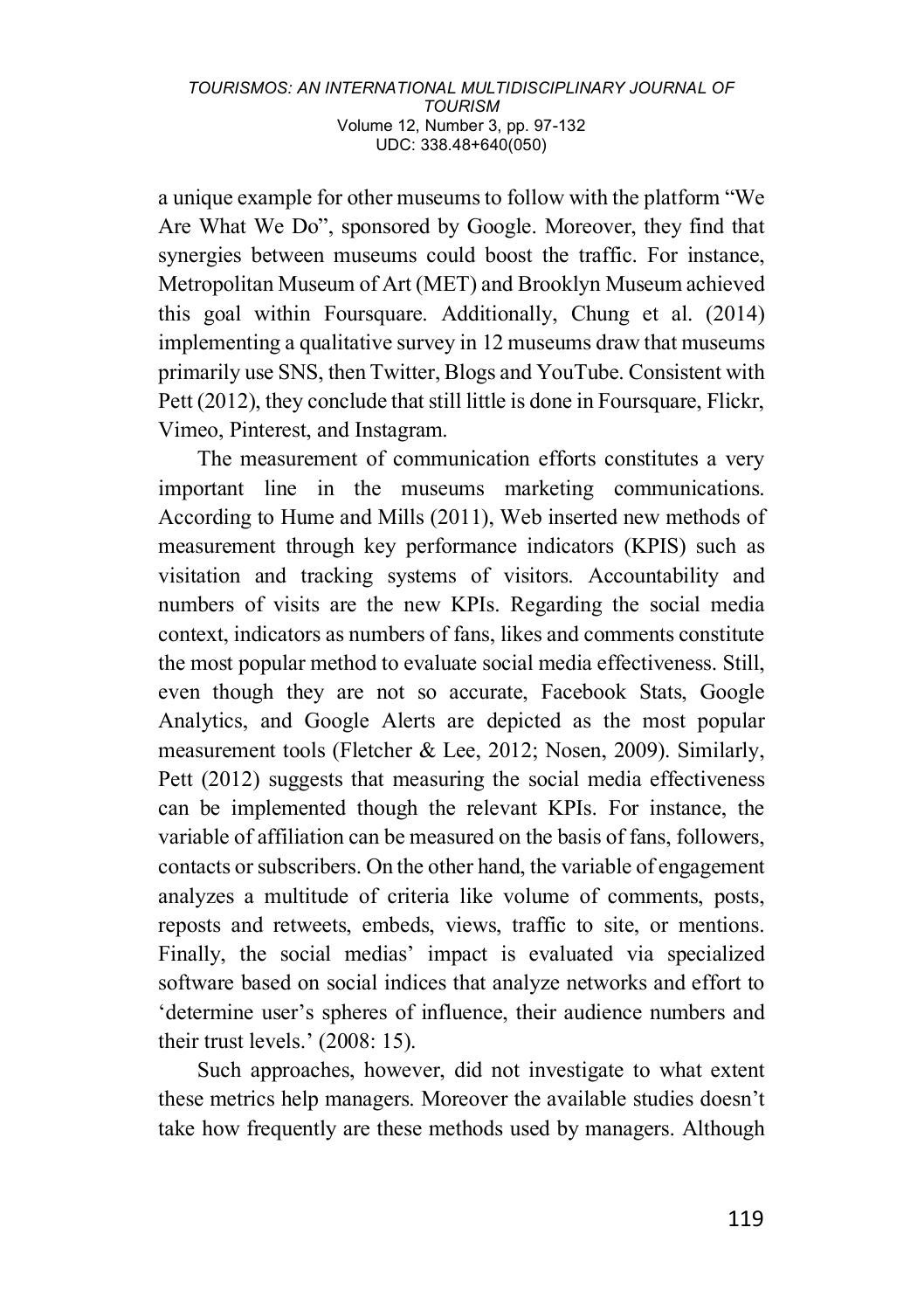a unique example for other museums to follow with the platform "We Are What We Do", sponsored by Google. Moreover, they find that synergies between museums could boost the traffic. For instance, Metropolitan Museum of Art (MET) and Brooklyn Museum achieved this goal within Foursquare. Additionally, Chung et al. (2014) implementing a qualitative survey in 12 museums draw that museums primarily use SNS, then Twitter, Blogs and YouTube. Consistent with Pett (2012), they conclude that still little is done in Foursquare, Flickr, Vimeo, Pinterest, and Instagram.

The measurement of communication efforts constitutes a very important line in the museums marketing communications. According to Hume and Mills (2011), Web inserted new methods of measurement through key performance indicators (KPIS) such as visitation and tracking systems of visitors. Accountability and numbers of visits are the new KPIs. Regarding the social media context, indicators as numbers of fans, likes and comments constitute the most popular method to evaluate social media effectiveness. Still, even though they are not so accurate, Facebook Stats, Google Analytics, and Google Alerts are depicted as the most popular measurement tools (Fletcher & Lee, 2012; Nosen, 2009). Similarly, Pett (2012) suggests that measuring the social media effectiveness can be implemented though the relevant KPIs. For instance, the variable of affiliation can be measured on the basis of fans, followers, contacts or subscribers. On the other hand, the variable of engagement analyzes a multitude of criteria like volume of comments, posts, reposts and retweets, embeds, views, traffic to site, or mentions. Finally, the social medias' impact is evaluated via specialized software based on social indices that analyze networks and effort to 'determine user's spheres of influence, their audience numbers and their trust levels.' (2008: 15).

Such approaches, however, did not investigate to what extent these metrics help managers. Moreover the available studies doesn't take how frequently are these methods used by managers. Although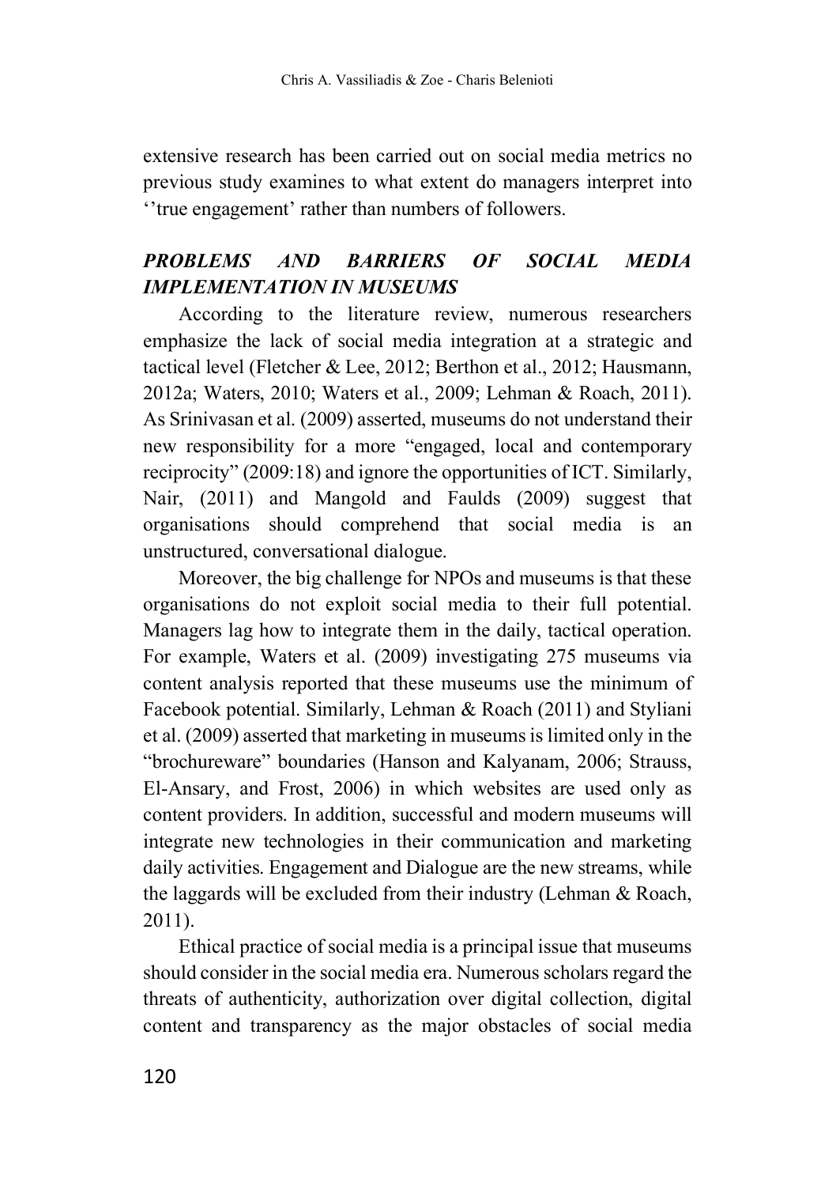extensive research has been carried out on social media metrics no previous study examines to what extent do managers interpret into ''true engagement' rather than numbers of followers.

### *PROBLEMS AND BARRIERS OF SOCIAL MEDIA IMPLEMENTATION IN MUSEUMS*

According to the literature review, numerous researchers emphasize the lack of social media integration at a strategic and tactical level (Fletcher & Lee, 2012; Berthon et al., 2012; Hausmann, 2012a; Waters, 2010; Waters et al., 2009; Lehman & Roach, 2011). As Srinivasan et al. (2009) asserted, museums do not understand their new responsibility for a more "engaged, local and contemporary reciprocity" (2009:18) and ignore the opportunities of ICT. Similarly, Nair, (2011) and Mangold and Faulds (2009) suggest that organisations should comprehend that social media is an unstructured, conversational dialogue.

Moreover, the big challenge for NPOs and museums is that these organisations do not exploit social media to their full potential. Managers lag how to integrate them in the daily, tactical operation. For example, Waters et al. (2009) investigating 275 museums via content analysis reported that these museums use the minimum of Facebook potential. Similarly, Lehman & Roach (2011) and Styliani et al. (2009) asserted that marketing in museums is limited only in the "brochureware" boundaries (Hanson and Kalyanam, 2006; Strauss, El-Ansary, and Frost, 2006) in which websites are used only as content providers. In addition, successful and modern museums will integrate new technologies in their communication and marketing daily activities. Engagement and Dialogue are the new streams, while the laggards will be excluded from their industry (Lehman & Roach, 2011).

Ethical practice of social media is a principal issue that museums should consider in the social media era. Numerous scholars regard the threats of authenticity, authorization over digital collection, digital content and transparency as the major obstacles of social media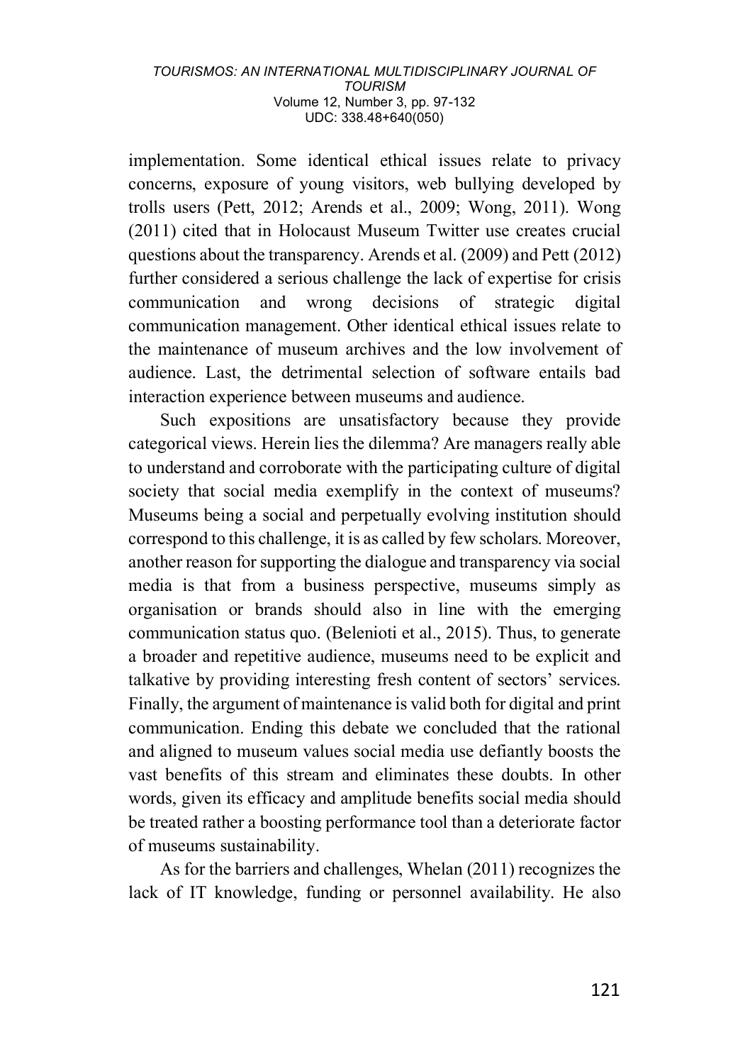implementation. Some identical ethical issues relate to privacy concerns, exposure of young visitors, web bullying developed by trolls users (Pett, 2012; Arends et al., 2009; Wong, 2011). Wong (2011) cited that in Holocaust Museum Twitter use creates crucial questions about the transparency. Arends et al. (2009) and Pett (2012) further considered a serious challenge the lack of expertise for crisis communication and wrong decisions of strategic digital communication management. Other identical ethical issues relate to the maintenance of museum archives and the low involvement of audience. Last, the detrimental selection of software entails bad interaction experience between museums and audience.

Such expositions are unsatisfactory because they provide categorical views. Herein lies the dilemma? Are managers really able to understand and corroborate with the participating culture of digital society that social media exemplify in the context of museums? Museums being a social and perpetually evolving institution should correspond to this challenge, it is as called by few scholars. Moreover, another reason for supporting the dialogue and transparency via social media is that from a business perspective, museums simply as organisation or brands should also in line with the emerging communication status quo. (Belenioti et al., 2015). Thus, to generate a broader and repetitive audience, museums need to be explicit and talkative by providing interesting fresh content of sectors' services. Finally, the argument of maintenance is valid both for digital and print communication. Ending this debate we concluded that the rational and aligned to museum values social media use defiantly boosts the vast benefits of this stream and eliminates these doubts. In other words, given its efficacy and amplitude benefits social media should be treated rather a boosting performance tool than a deteriorate factor of museums sustainability.

As for the barriers and challenges, Whelan (2011) recognizes the lack of IT knowledge, funding or personnel availability. He also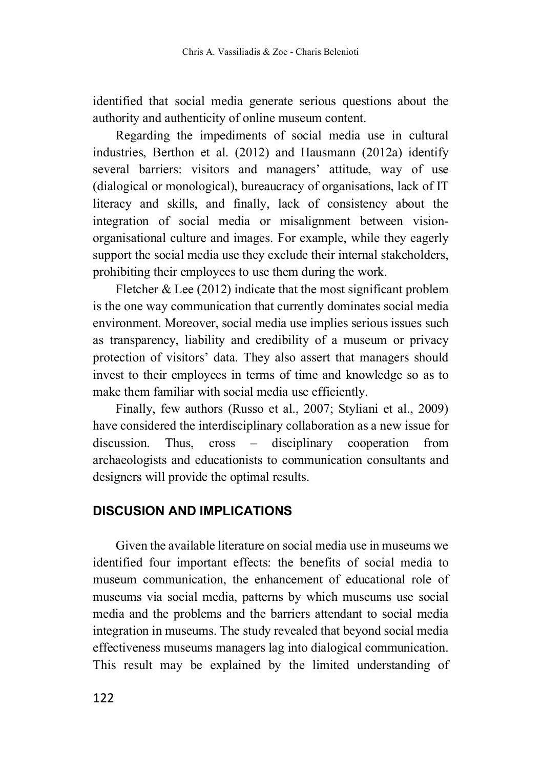identified that social media generate serious questions about the authority and authenticity of online museum content.

Regarding the impediments of social media use in cultural industries, Berthon et al. (2012) and Hausmann (2012a) identify several barriers: visitors and managers' attitude, way of use (dialogical or monological), bureaucracy of organisations, lack of IT literacy and skills, and finally, lack of consistency about the integration of social media or misalignment between vision-organisational culture and images. For example, while they eagerly support the social media use they exclude their internal stakeholders, prohibiting their employees to use them during the work.

Fletcher & Lee (2012) indicate that the most significant problem is the one way communication that currently dominates social media environment. Moreover, social media use implies serious issues such as transparency, liability and credibility of a museum or privacy protection of visitors' data. They also assert that managers should invest to their employees in terms of time and knowledge so as to make them familiar with social media use efficiently.

Finally, few authors (Russo et al., 2007; Styliani et al., 2009) have considered the interdisciplinary collaboration as a new issue for discussion. Thus, cross – disciplinary cooperation from archaeologists and educationists to communication consultants and designers will provide the optimal results.

## DISCUSION AND IMPLICATIONS

Given the available literature on social media use in museums we identified four important effects: the benefits of social media to museum communication, the enhancement of educational role of museums via social media, patterns by which museums use social media and the problems and the barriers attendant to social media integration in museums. The study revealed that beyond social media effectiveness museums managers lag into dialogical communication. This result may be explained by the limited understanding of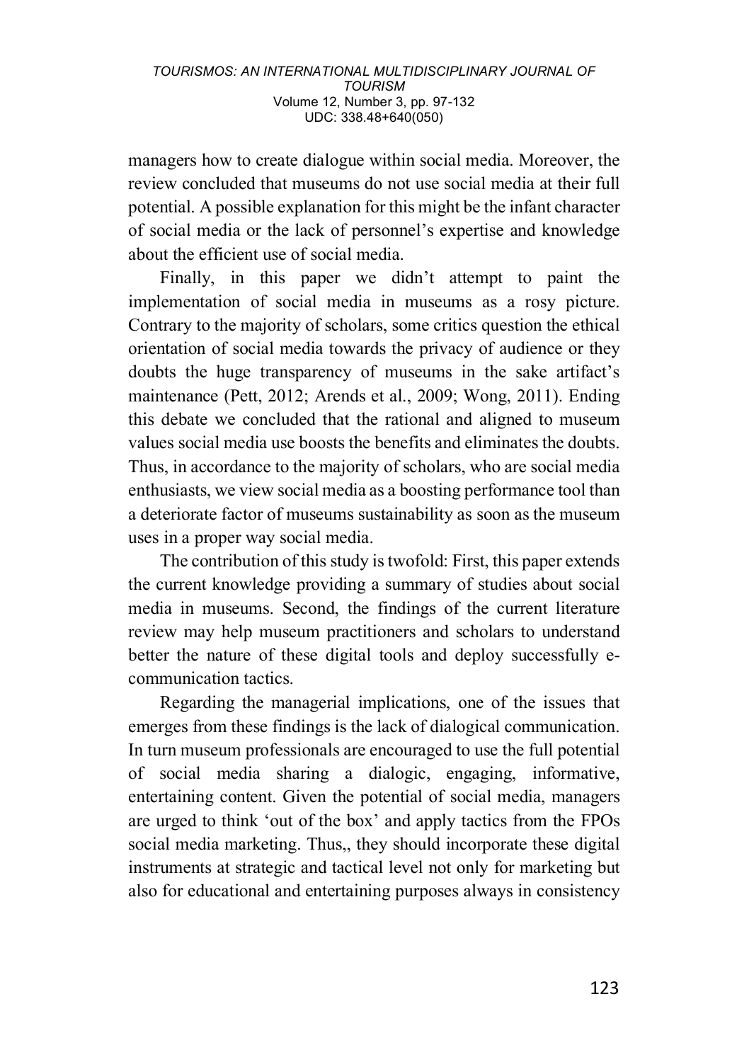managers how to create dialogue within social media. Moreover, the review concluded that museums do not use social media at their full potential. A possible explanation for this might be the infant character of social media or the lack of personnel's expertise and knowledge about the efficient use of social media.

Finally, in this paper we didn't attempt to paint the implementation of social media in museums as a rosy picture. Contrary to the majority of scholars, some critics question the ethical orientation of social media towards the privacy of audience or they doubts the huge transparency of museums in the sake artifact's maintenance (Pett, 2012; Arends et al., 2009; Wong, 2011). Ending this debate we concluded that the rational and aligned to museum values social media use boosts the benefits and eliminates the doubts. Thus, in accordance to the majority of scholars, who are social media enthusiasts, we view social media as a boosting performance tool than a deteriorate factor of museums sustainability as soon as the museum uses in a proper way social media.

The contribution of this study is twofold: First, this paper extends the current knowledge providing a summary of studies about social media in museums. Second, the findings of the current literature review may help museum practitioners and scholars to understand better the nature of these digital tools and deploy successfully e-communication tactics.

Regarding the managerial implications, one of the issues that emerges from these findings is the lack of dialogical communication. In turn museum professionals are encouraged to use the full potential of social media sharing a dialogic, engaging, informative, entertaining content. Given the potential of social media, managers are urged to think 'out of the box' and apply tactics from the FPOs social media marketing. Thus,, they should incorporate these digital instruments at strategic and tactical level not only for marketing but also for educational and entertaining purposes always in consistency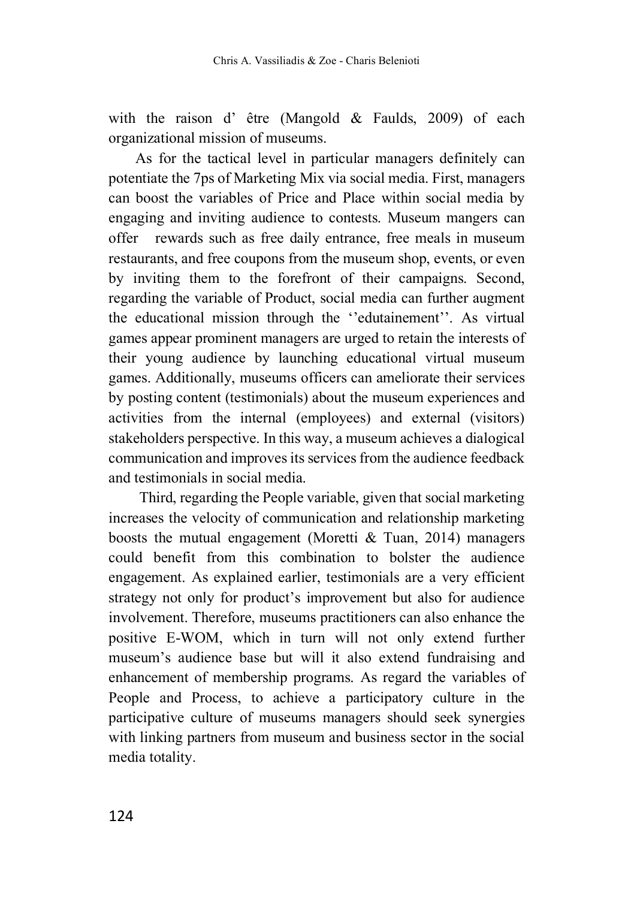with the raison d' être (Mangold & Faulds, 2009) of each organizational mission of museums.

As for the tactical level in particular managers definitely can potentiate the 7ps of Marketing Mix via social media. First, managers can boost the variables of Price and Place within social media by engaging and inviting audience to contests. Museum mangers can offer rewards such as free daily entrance, free meals in museum restaurants, and free coupons from the museum shop, events, or even by inviting them to the forefront of their campaigns. Second, regarding the variable of Product, social media can further augment the educational mission through the ''edutainement''. As virtual games appear prominent managers are urged to retain the interests of their young audience by launching educational virtual museum games. Additionally, museums officers can ameliorate their services by posting content (testimonials) about the museum experiences and activities from the internal (employees) and external (visitors) stakeholders perspective. In this way, a museum achieves a dialogical communication and improves its services from the audience feedback and testimonials in social media.

Third, regarding the People variable, given that social marketing increases the velocity of communication and relationship marketing boosts the mutual engagement (Moretti & Tuan, 2014) managers could benefit from this combination to bolster the audience engagement. As explained earlier, testimonials are a very efficient strategy not only for product's improvement but also for audience involvement. Therefore, museums practitioners can also enhance the positive E-WOM, which in turn will not only extend further museum's audience base but will it also extend fundraising and enhancement of membership programs. As regard the variables of People and Process, to achieve a participatory culture in the participative culture of museums managers should seek synergies with linking partners from museum and business sector in the social media totality.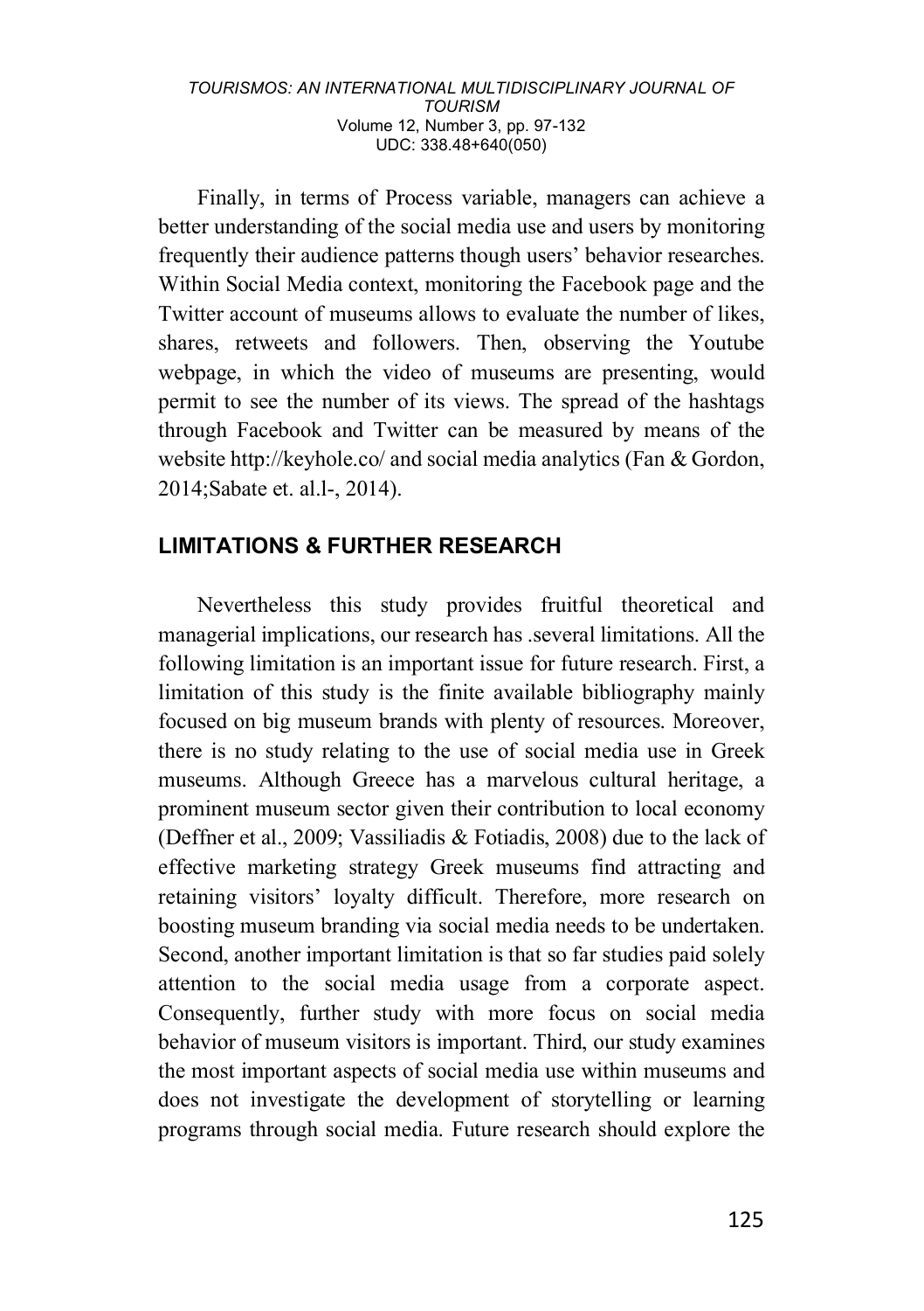Finally, in terms of Process variable, managers can achieve a better understanding of the social media use and users by monitoring frequently their audience patterns though users' behavior researches. Within Social Media context, monitoring the Facebook page and the Twitter account of museums allows to evaluate the number of likes, shares, retweets and followers. Then, observing the Youtube webpage, in which the video of museums are presenting, would permit to see the number of its views. The spread of the hashtags through Facebook and Twitter can be measured by means of the website http://keyhole.co/ and social media analytics (Fan & Gordon, 2014;Sabate et. al.l-, 2014).

## LIMITATIONS & FURTHER RESEARCH

Nevertheless this study provides fruitful theoretical and managerial implications, our research has .several limitations. All the following limitation is an important issue for future research. First, a limitation of this study is the finite available bibliography mainly focused on big museum brands with plenty of resources. Moreover, there is no study relating to the use of social media use in Greek museums. Although Greece has a marvelous cultural heritage, a prominent museum sector given their contribution to local economy (Deffner et al., 2009; Vassiliadis & Fotiadis, 2008) due to the lack of effective marketing strategy Greek museums find attracting and retaining visitors' loyalty difficult. Therefore, more research on boosting museum branding via social media needs to be undertaken. Second, another important limitation is that so far studies paid solely attention to the social media usage from a corporate aspect. Consequently, further study with more focus on social media behavior of museum visitors is important. Third, our study examines the most important aspects of social media use within museums and does not investigate the development of storytelling or learning programs through social media. Future research should explore the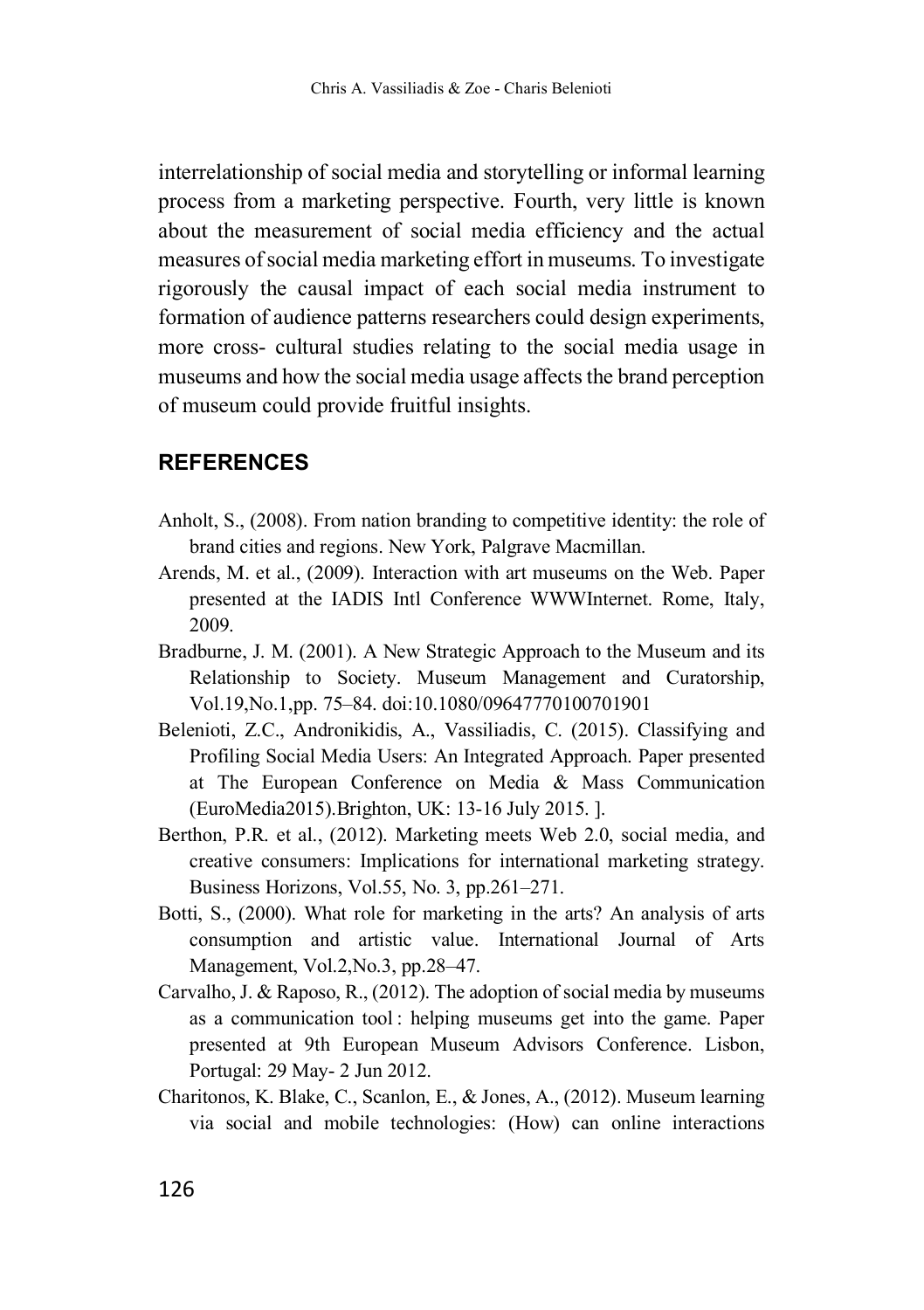interrelationship of social media and storytelling or informal learning process from a marketing perspective. Fourth, very little is known about the measurement of social media efficiency and the actual measures of social media marketing effort in museums. To investigate rigorously the causal impact of each social media instrument to formation of audience patterns researchers could design experiments, more cross- cultural studies relating to the social media usage in museums and how the social media usage affects the brand perception of museum could provide fruitful insights.

## REFERENCES

Anholt, S., (2008). From nation branding to competitive identity: the role of brand cities and regions. New York, Palgrave Macmillan.

Arends, M. et al., (2009). Interaction with art museums on the Web. Paper presented at the IADIS Intl Conference WWWInternet. Rome, Italy, 2009.

Bradburne, J. M. (2001). A New Strategic Approach to the Museum and its Relationship to Society. Museum Management and Curatorship, Vol.19,No.1,pp. 75–84. doi:10.1080/09647770100701901

Belenioti, Z.C., Andronikidis, A., Vassiliadis, C. (2015). Classifying and Profiling Social Media Users: An Integrated Approach. Paper presented at The European Conference on Media & Mass Communication (EuroMedia2015).Brighton, UK: 13-16 July 2015. ].

Berthon, P.R. et al., (2012). Marketing meets Web 2.0, social media, and creative consumers: Implications for international marketing strategy. Business Horizons, Vol.55, No. 3, pp.261–271.

Botti, S., (2000). What role for marketing in the arts? An analysis of arts consumption and artistic value. International Journal of Arts Management, Vol.2,No.3, pp.28–47.

Carvalho, J. & Raposo, R., (2012). The adoption of social media by museums as a communication tool : helping museums get into the game. Paper presented at 9th European Museum Advisors Conference. Lisbon, Portugal: 29 May- 2 Jun 2012.

Charitonos, K. Blake, C., Scanlon, E., & Jones, A., (2012). Museum learning via social and mobile technologies: (How) can online interactions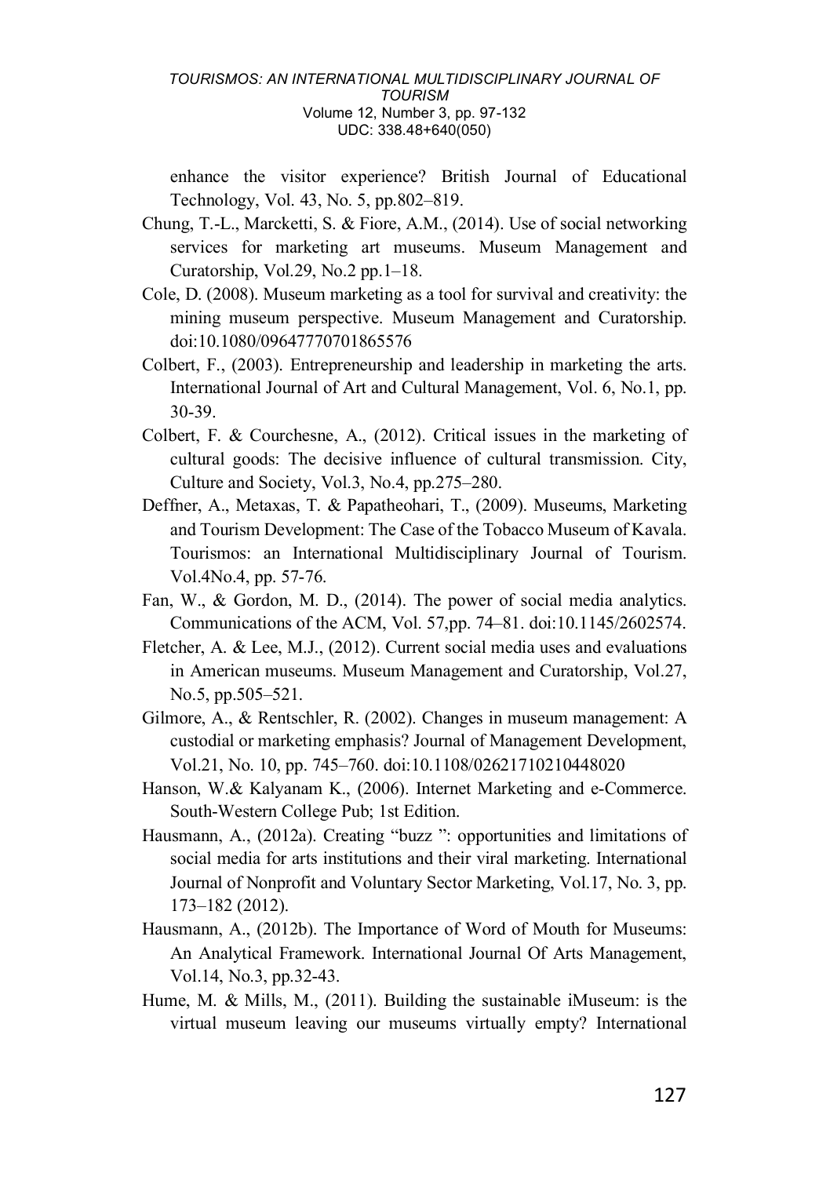enhance the visitor experience? British Journal of Educational Technology, Vol. 43, No. 5, pp.802–819.

Chung, T.-L., Marcketti, S. & Fiore, A.M., (2014). Use of social networking services for marketing art museums. Museum Management and Curatorship, Vol.29, No.2 pp.1–18.

Cole, D. (2008). Museum marketing as a tool for survival and creativity: the mining museum perspective. Museum Management and Curatorship. doi:10.1080/09647770701865576

Colbert, F., (2003). Entrepreneurship and leadership in marketing the arts. International Journal of Art and Cultural Management, Vol. 6, No.1, pp. 30-39.

Colbert, F. & Courchesne, A., (2012). Critical issues in the marketing of cultural goods: The decisive influence of cultural transmission. City, Culture and Society, Vol.3, No.4, pp.275–280.

Deffner, A., Metaxas, T. & Papatheohari, T., (2009). Museums, Marketing and Tourism Development: The Case of the Tobacco Museum of Kavala. Tourismos: an International Multidisciplinary Journal of Tourism. Vol.4No.4, pp. 57-76.

Fan, W., & Gordon, M. D., (2014). The power of social media analytics. Communications of the ACM, Vol. 57,pp. 74–81. doi:10.1145/2602574.

Fletcher, A. & Lee, M.J., (2012). Current social media uses and evaluations in American museums. Museum Management and Curatorship, Vol.27, No.5, pp.505–521.

Gilmore, A., & Rentschler, R. (2002). Changes in museum management: A custodial or marketing emphasis? Journal of Management Development, Vol.21, No. 10, pp. 745–760. doi:10.1108/02621710210448020

Hanson, W.& Kalyanam K., (2006). Internet Marketing and e-Commerce. South-Western College Pub; 1st Edition.

Hausmann, A., (2012a). Creating "buzz ": opportunities and limitations of social media for arts institutions and their viral marketing. International Journal of Nonprofit and Voluntary Sector Marketing, Vol.17, No. 3, pp. 173–182 (2012).

Hausmann, A., (2012b). The Importance of Word of Mouth for Museums: An Analytical Framework. International Journal Of Arts Management, Vol.14, No.3, pp.32-43.

Hume, M. & Mills, M., (2011). Building the sustainable iMuseum: is the virtual museum leaving our museums virtually empty? International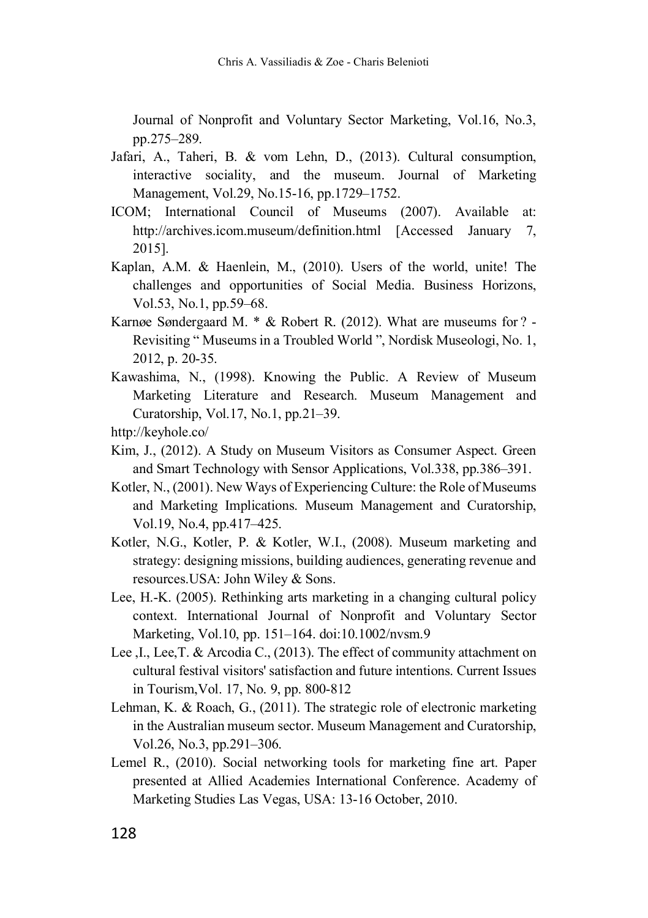Journal of Nonprofit and Voluntary Sector Marketing, Vol.16, No.3, pp.275–289.

Jafari, A., Taheri, B. & vom Lehn, D., (2013). Cultural consumption, interactive sociality, and the museum. Journal of Marketing Management, Vol.29, No.15-16, pp.1729–1752.

ICOM; International Council of Museums (2007). Available at: http://archives.icom.museum/definition.html [Accessed January 7, 2015].

Kaplan, A.M. & Haenlein, M., (2010). Users of the world, unite! The challenges and opportunities of Social Media. Business Horizons, Vol.53, No.1, pp.59–68.

Karnøe Søndergaard M. * & Robert R. (2012). What are museums for ? - Revisiting " Museums in a Troubled World ", Nordisk Museologi, No. 1, 2012, p. 20-35.

Kawashima, N., (1998). Knowing the Public. A Review of Museum Marketing Literature and Research. Museum Management and Curatorship, Vol.17, No.1, pp.21–39.

http://keyhole.co/

Kim, J., (2012). A Study on Museum Visitors as Consumer Aspect. Green and Smart Technology with Sensor Applications, Vol.338, pp.386–391.

Kotler, N., (2001). New Ways of Experiencing Culture: the Role of Museums and Marketing Implications. Museum Management and Curatorship, Vol.19, No.4, pp.417–425.

Kotler, N.G., Kotler, P. & Kotler, W.I., (2008). Museum marketing and strategy: designing missions, building audiences, generating revenue and resources.USA: John Wiley & Sons.

Lee, H.-K. (2005). Rethinking arts marketing in a changing cultural policy context. International Journal of Nonprofit and Voluntary Sector Marketing, Vol.10, pp. 151–164. doi:10.1002/nvsm.9

Lee ,I., Lee,T. & Arcodia C., (2013). The effect of community attachment on cultural festival visitors' satisfaction and future intentions. Current Issues in Tourism,Vol. 17, No. 9, pp. 800-812

Lehman, K. & Roach, G., (2011). The strategic role of electronic marketing in the Australian museum sector. Museum Management and Curatorship, Vol.26, No.3, pp.291–306.

Lemel R., (2010). Social networking tools for marketing fine art. Paper presented at Allied Academies International Conference. Academy of Marketing Studies Las Vegas, USA: 13-16 October, 2010.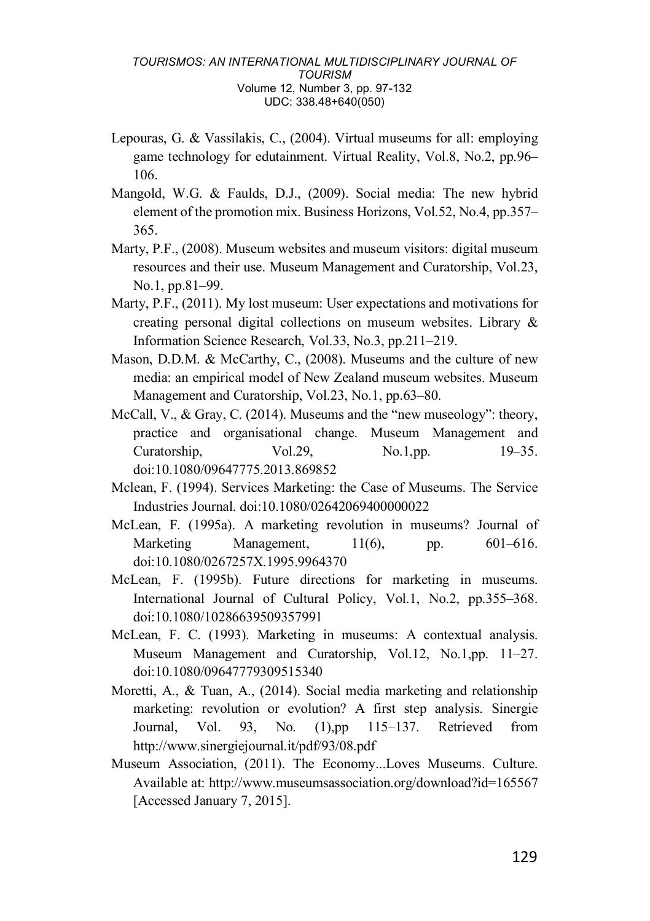Lepouras, G. & Vassilakis, C., (2004). Virtual museums for all: employing game technology for edutainment. Virtual Reality, Vol.8, No.2, pp.96–106.

Mangold, W.G. & Faulds, D.J., (2009). Social media: The new hybrid element of the promotion mix. Business Horizons, Vol.52, No.4, pp.357–365.

Marty, P.F., (2008). Museum websites and museum visitors: digital museum resources and their use. Museum Management and Curatorship, Vol.23, No.1, pp.81–99.

Marty, P.F., (2011). My lost museum: User expectations and motivations for creating personal digital collections on museum websites. Library & Information Science Research, Vol.33, No.3, pp.211–219.

Mason, D.D.M. & McCarthy, C., (2008). Museums and the culture of new media: an empirical model of New Zealand museum websites. Museum Management and Curatorship, Vol.23, No.1, pp.63–80.

McCall, V., & Gray, C. (2014). Museums and the "new museology": theory, practice and organisational change. Museum Management and Curatorship, Vol.29, No.1,pp. 19–35. doi:10.1080/09647775.2013.869852

Mclean, F. (1994). Services Marketing: the Case of Museums. The Service Industries Journal. doi:10.1080/02642069400000022

McLean, F. (1995a). A marketing revolution in museums? Journal of Marketing Management, 11(6), pp. 601–616. doi:10.1080/0267257X.1995.9964370

McLean, F. (1995b). Future directions for marketing in museums. International Journal of Cultural Policy, Vol.1, No.2, pp.355–368. doi:10.1080/10286639509357991

McLean, F. C. (1993). Marketing in museums: A contextual analysis. Museum Management and Curatorship, Vol.12, No.1,pp. 11–27. doi:10.1080/09647779309515340

Moretti, A., & Tuan, A., (2014). Social media marketing and relationship marketing: revolution or evolution? A first step analysis. Sinergie Journal, Vol. 93, No. (1),pp 115–137. Retrieved from http://www.sinergiejournal.it/pdf/93/08.pdf

Museum Association, (2011). The Economy...Loves Museums. Culture. Available at: http://www.museumsassociation.org/download?id=165567 [Accessed January 7, 2015].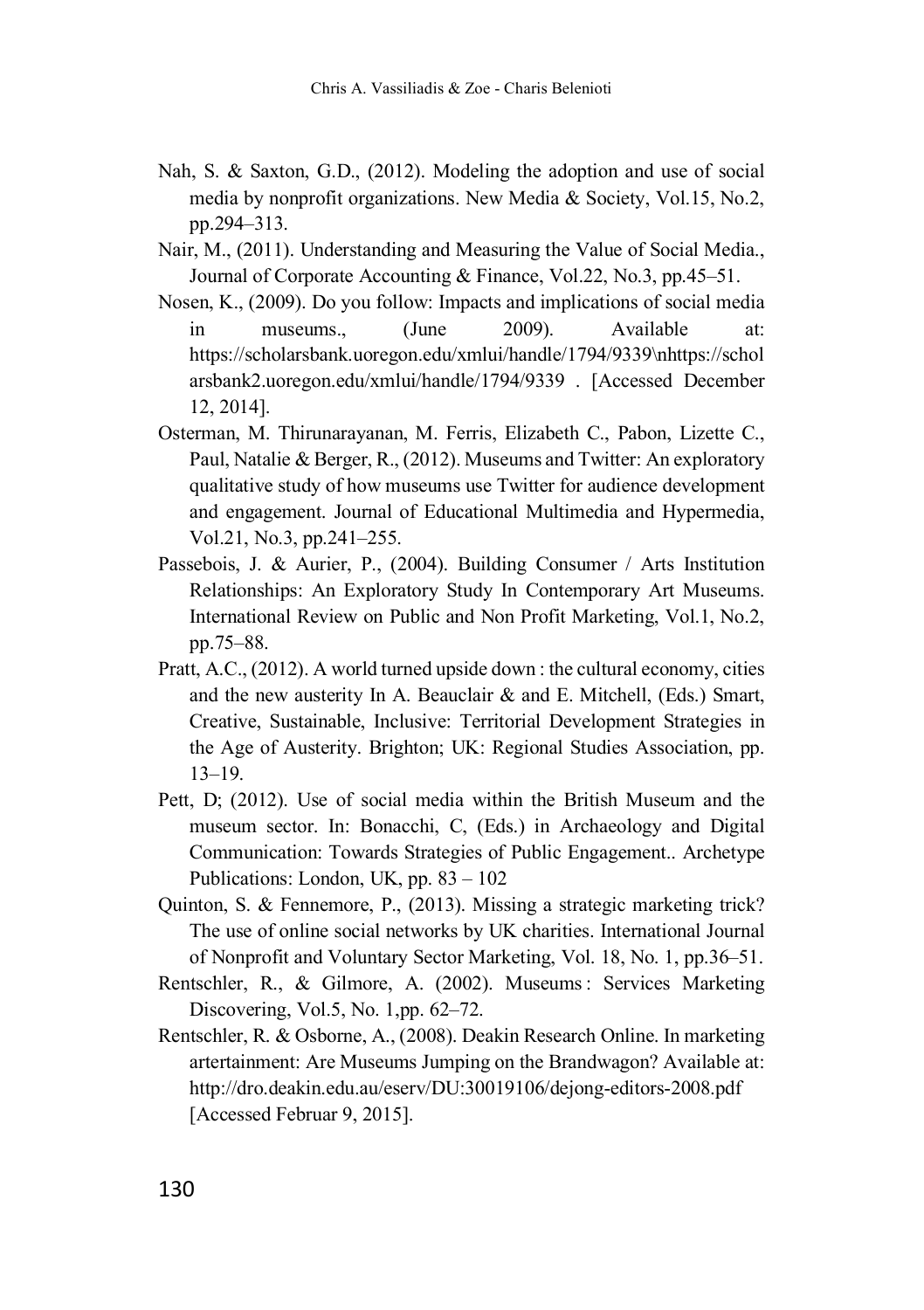Nah, S. & Saxton, G.D., (2012). Modeling the adoption and use of social media by nonprofit organizations. New Media & Society, Vol.15, No.2, pp.294–313.

Nair, M., (2011). Understanding and Measuring the Value of Social Media., Journal of Corporate Accounting & Finance, Vol.22, No.3, pp.45–51.

Nosen, K., (2009). Do you follow: Impacts and implications of social media in museums., (June 2009). Available at: https://scholarsbank.uoregon.edu/xmlui/handle/1794/9339\nhttps://scholarsbank2.uoregon.edu/xmlui/handle/1794/9339 . [Accessed December 12, 2014].

Osterman, M. Thirunarayanan, M. Ferris, Elizabeth C., Pabon, Lizette C., Paul, Natalie & Berger, R., (2012). Museums and Twitter: An exploratory qualitative study of how museums use Twitter for audience development and engagement. Journal of Educational Multimedia and Hypermedia, Vol.21, No.3, pp.241–255.

Passebois, J. & Aurier, P., (2004). Building Consumer / Arts Institution Relationships: An Exploratory Study In Contemporary Art Museums. International Review on Public and Non Profit Marketing, Vol.1, No.2, pp.75–88.

Pratt, A.C., (2012). A world turned upside down : the cultural economy, cities and the new austerity In A. Beauclair & and E. Mitchell, (Eds.) Smart, Creative, Sustainable, Inclusive: Territorial Development Strategies in the Age of Austerity. Brighton; UK: Regional Studies Association, pp. 13–19.

Pett, D; (2012). Use of social media within the British Museum and the museum sector. In: Bonacchi, C, (Eds.) in Archaeology and Digital Communication: Towards Strategies of Public Engagement.. Archetype Publications: London, UK, pp. 83 – 102

Quinton, S. & Fennemore, P., (2013). Missing a strategic marketing trick? The use of online social networks by UK charities. International Journal of Nonprofit and Voluntary Sector Marketing, Vol. 18, No. 1, pp.36–51.

Rentschler, R., & Gilmore, A. (2002). Museums : Services Marketing Discovering, Vol.5, No. 1,pp. 62–72.

Rentschler, R. & Osborne, A., (2008). Deakin Research Online. In marketing artertainment: Are Museums Jumping on the Brandwagon? Available at: http://dro.deakin.edu.au/eserv/DU:30019106/dejong-editors-2008.pdf [Accessed Februar 9, 2015].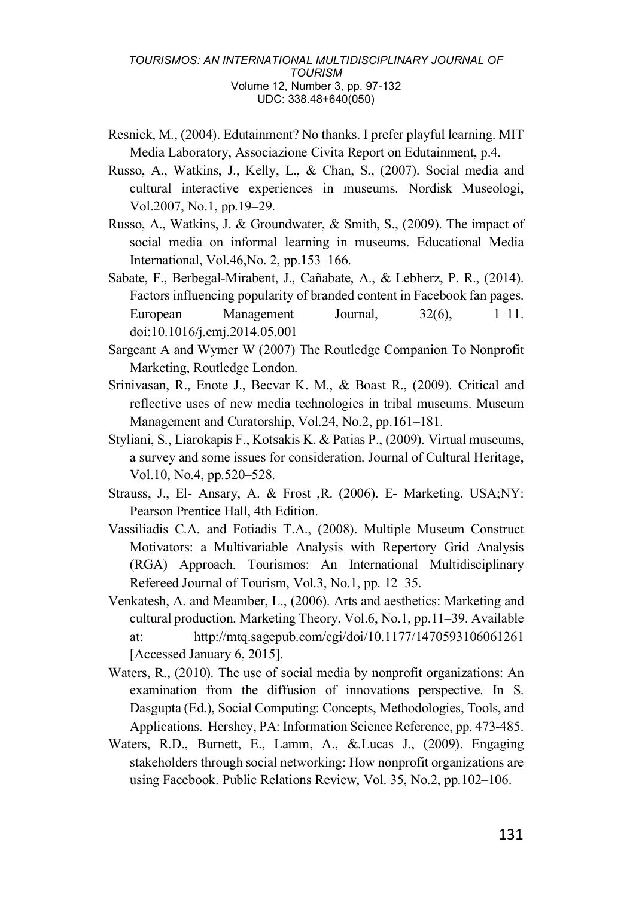Resnick, M., (2004). Edutainment? No thanks. I prefer playful learning. MIT Media Laboratory, Associazione Civita Report on Edutainment, p.4.

Russo, A., Watkins, J., Kelly, L., & Chan, S., (2007). Social media and cultural interactive experiences in museums. Nordisk Museologi, Vol.2007, No.1, pp.19–29.

Russo, A., Watkins, J. & Groundwater, & Smith, S., (2009). The impact of social media on informal learning in museums. Educational Media International, Vol.46,No. 2, pp.153–166.

Sabate, F., Berbegal-Mirabent, J., Cañabate, A., & Lebherz, P. R., (2014). Factors influencing popularity of branded content in Facebook fan pages. European Management Journal, 32(6), 1–11. doi:10.1016/j.emj.2014.05.001

Sargeant A and Wymer W (2007) The Routledge Companion To Nonprofit Marketing, Routledge London.

Srinivasan, R., Enote J., Becvar K. M., & Boast R., (2009). Critical and reflective uses of new media technologies in tribal museums. Museum Management and Curatorship, Vol.24, No.2, pp.161–181.

Styliani, S., Liarokapis F., Kotsakis K. & Patias P., (2009). Virtual museums, a survey and some issues for consideration. Journal of Cultural Heritage, Vol.10, No.4, pp.520–528.

Strauss, J., El- Ansary, A. & Frost ,R. (2006). E- Marketing. USA;NY: Pearson Prentice Hall, 4th Edition.

Vassiliadis C.A. and Fotiadis T.A., (2008). Multiple Museum Construct Motivators: a Multivariable Analysis with Repertory Grid Analysis (RGA) Approach. Tourismos: An International Multidisciplinary Refereed Journal of Tourism, Vol.3, No.1, pp. 12–35.

Venkatesh, A. and Meamber, L., (2006). Arts and aesthetics: Marketing and cultural production. Marketing Theory, Vol.6, No.1, pp.11–39. Available at: http://mtq.sagepub.com/cgi/doi/10.1177/1470593106061261 [Accessed January 6, 2015].

Waters, R., (2010). The use of social media by nonprofit organizations: An examination from the diffusion of innovations perspective. In S. Dasgupta (Ed.), Social Computing: Concepts, Methodologies, Tools, and Applications. Hershey, PA: Information Science Reference, pp. 473-485.

Waters, R.D., Burnett, E., Lamm, A., &.Lucas J., (2009). Engaging stakeholders through social networking: How nonprofit organizations are using Facebook. Public Relations Review, Vol. 35, No.2, pp.102–106.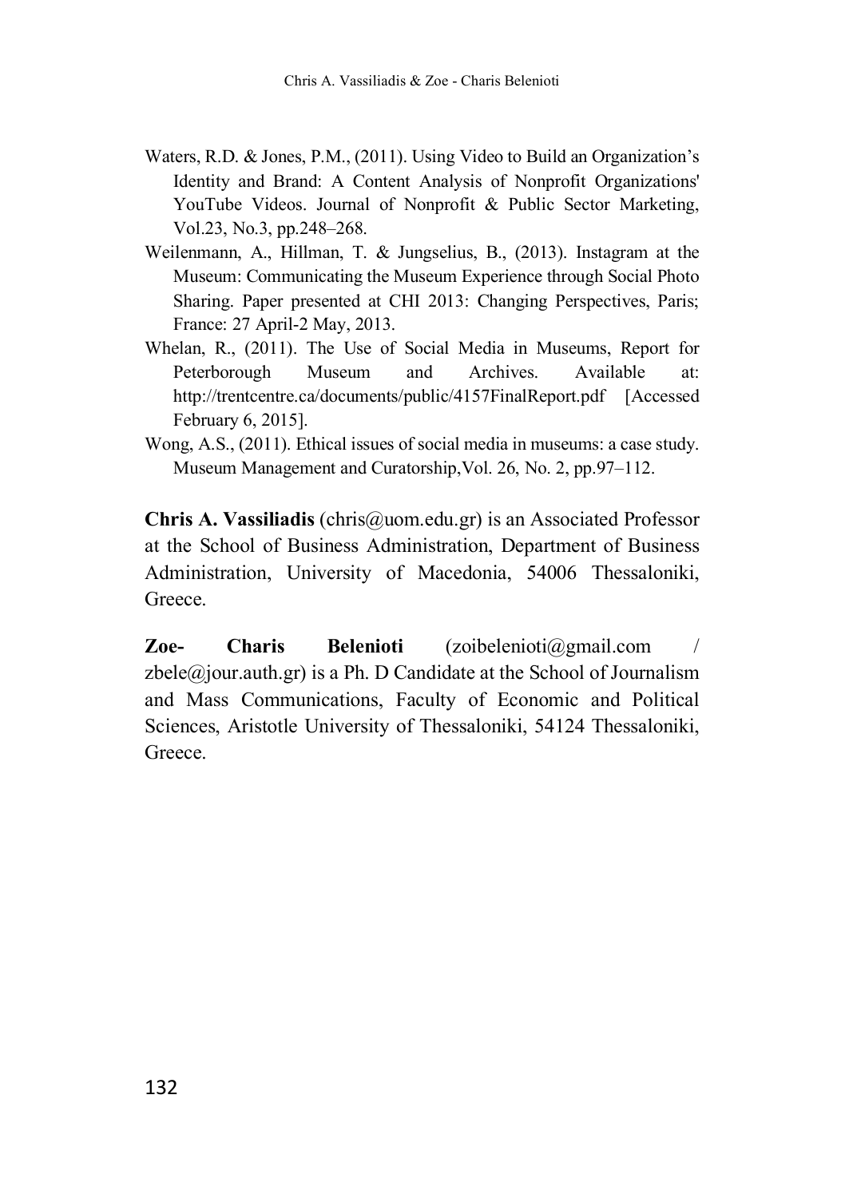Waters, R.D. & Jones, P.M., (2011). Using Video to Build an Organization's Identity and Brand: A Content Analysis of Nonprofit Organizations' YouTube Videos. Journal of Nonprofit & Public Sector Marketing, Vol.23, No.3, pp.248–268.

Weilenmann, A., Hillman, T. & Jungselius, B., (2013). Instagram at the Museum: Communicating the Museum Experience through Social Photo Sharing. Paper presented at CHI 2013: Changing Perspectives, Paris; France: 27 April-2 May, 2013.

Whelan, R., (2011). The Use of Social Media in Museums, Report for Peterborough Museum and Archives. Available at: http://trentcentre.ca/documents/public/4157FinalReport.pdf [Accessed February 6, 2015].

Wong, A.S., (2011). Ethical issues of social media in museums: a case study. Museum Management and Curatorship,Vol. 26, No. 2, pp.97–112.

**Chris A. Vassiliadis** (chris@uom.edu.gr) is an Associated Professor at the School of Business Administration, Department of Business Administration, University of Macedonia, 54006 Thessaloniki, Greece.

**Zoe- Charis Belenioti** (zoibelenioti@gmail.com / zbele@jour.auth.gr) is a Ph. D Candidate at the School of Journalism and Mass Communications, Faculty of Economic and Political Sciences, Aristotle University of Thessaloniki, 54124 Thessaloniki, Greece.